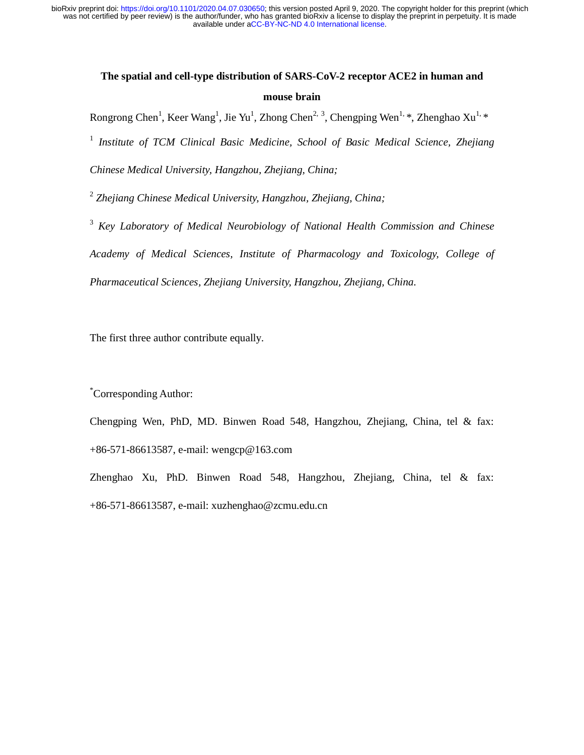# The spatial and cell-type distribution of SARS-CoV-2 receptor ACE2 in human and mouse brain

Rongrong Chen[1], Keer Wang[1], Jie Yu[1], Zhong Chen[2, 3], Chengping Wen[1, *], Zhenghao Xu[1, *]

[1] *Institute of TCM Clinical Basic Medicine, School of Basic Medical Science, Zhejiang Chinese Medical University, Hangzhou, Zhejiang, China;*

[2] *Zhejiang Chinese Medical University, Hangzhou, Zhejiang, China;*

[3] *Key Laboratory of Medical Neurobiology of National Health Commission and Chinese Academy of Medical Sciences, Institute of Pharmacology and Toxicology, College of Pharmaceutical Sciences, Zhejiang University, Hangzhou, Zhejiang, China.*

The first three author contribute equally.

[*]Corresponding Author:

Chengping Wen, PhD, MD. Binwen Road 548, Hangzhou, Zhejiang, China, tel & fax: +86-571-86613587, e-mail: wengcp@163.com

Zhenghao Xu, PhD. Binwen Road 548, Hangzhou, Zhejiang, China, tel & fax: +86-571-86613587, e-mail: xuzhenghao@zcmu.edu.cn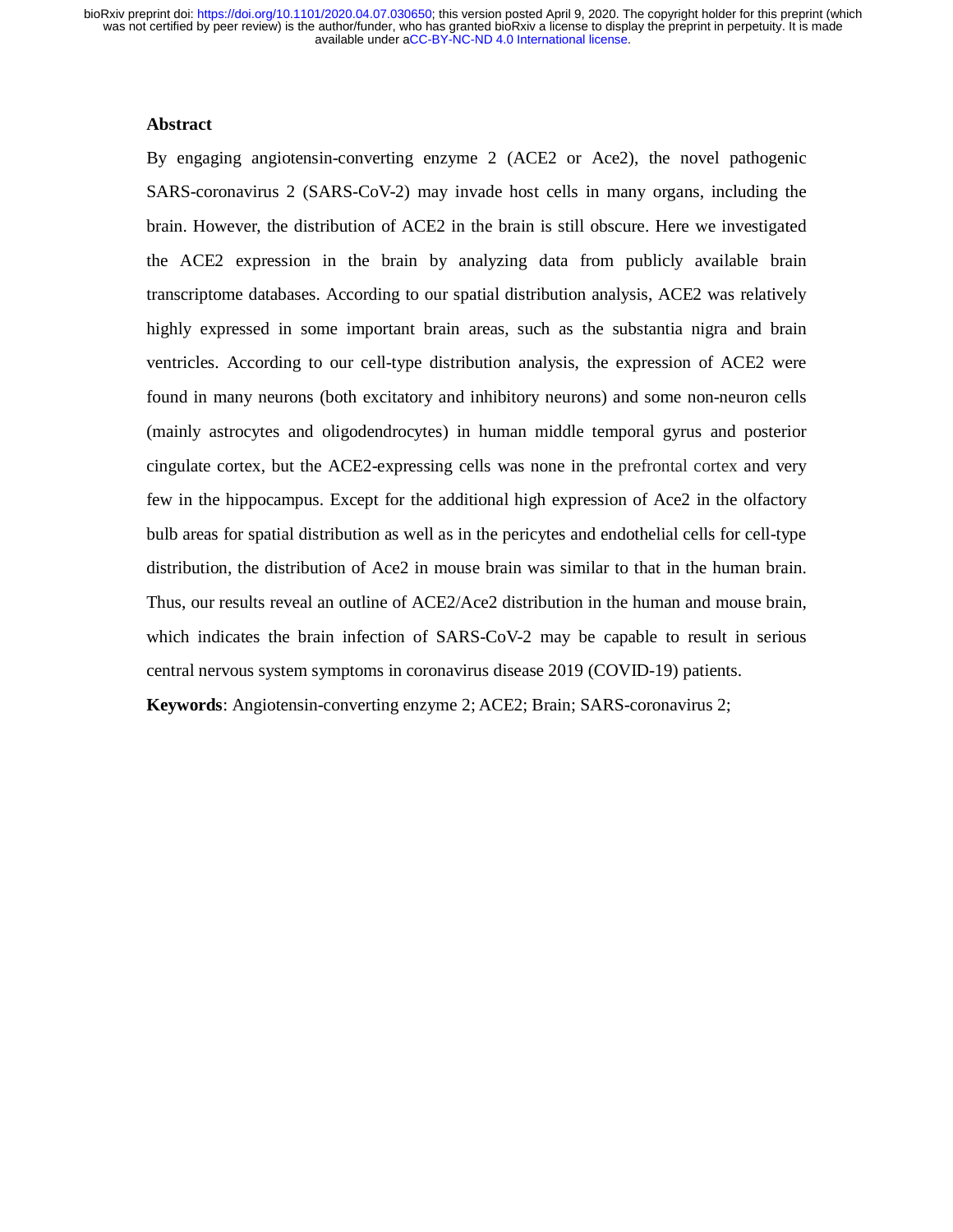## Abstract

By engaging angiotensin-converting enzyme 2 (ACE2 or Ace2), the novel pathogenic SARS-coronavirus 2 (SARS-CoV-2) may invade host cells in many organs, including the brain. However, the distribution of ACE2 in the brain is still obscure. Here we investigated the ACE2 expression in the brain by analyzing data from publicly available brain transcriptome databases. According to our spatial distribution analysis, ACE2 was relatively highly expressed in some important brain areas, such as the substantia nigra and brain ventricles. According to our cell-type distribution analysis, the expression of ACE2 were found in many neurons (both excitatory and inhibitory neurons) and some non-neuron cells (mainly astrocytes and oligodendrocytes) in human middle temporal gyrus and posterior cingulate cortex, but the ACE2-expressing cells was none in the prefrontal cortex and very few in the hippocampus. Except for the additional high expression of Ace2 in the olfactory bulb areas for spatial distribution as well as in the pericytes and endothelial cells for cell-type distribution, the distribution of Ace2 in mouse brain was similar to that in the human brain. Thus, our results reveal an outline of ACE2/Ace2 distribution in the human and mouse brain, which indicates the brain infection of SARS-CoV-2 may be capable to result in serious central nervous system symptoms in coronavirus disease 2019 (COVID-19) patients.

**Keywords**: Angiotensin-converting enzyme 2; ACE2; Brain; SARS-coronavirus 2;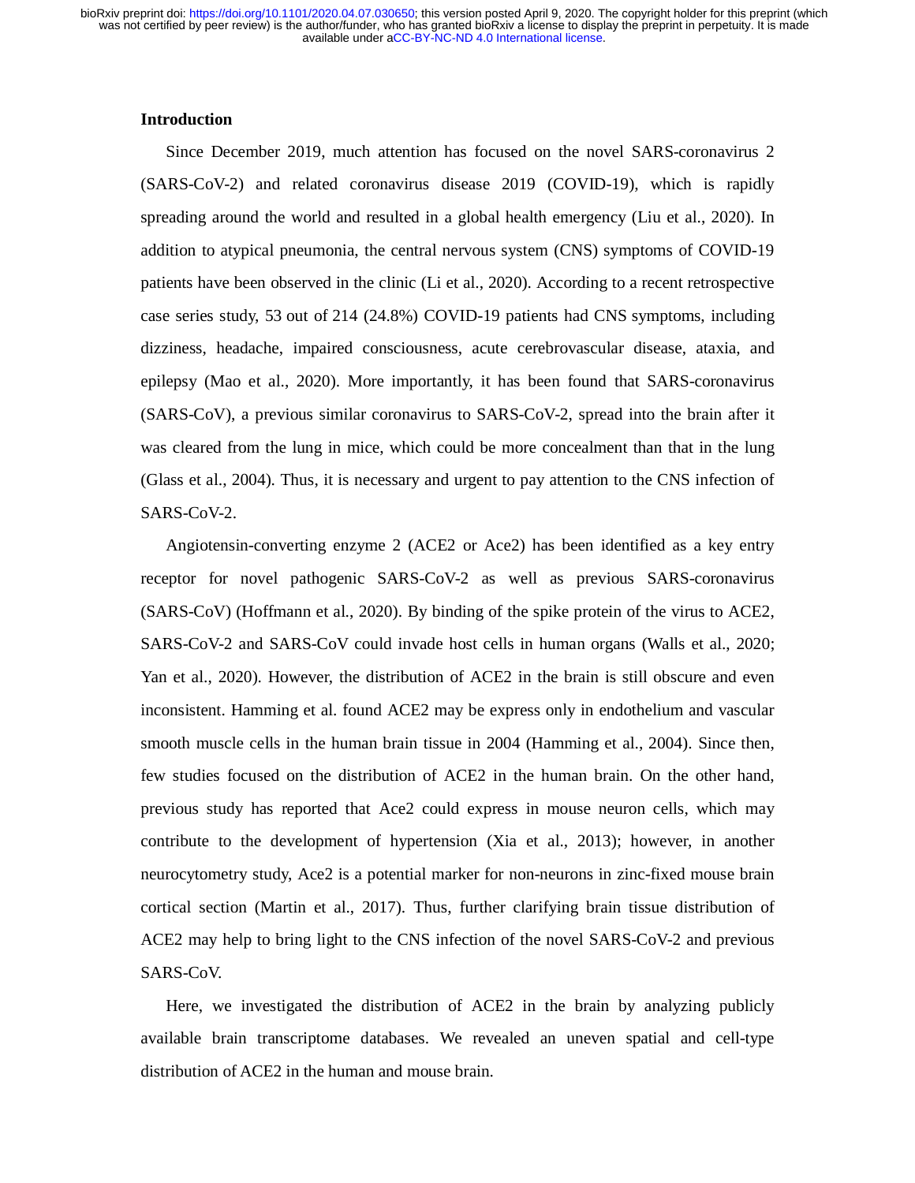## Introduction

Since December 2019, much attention has focused on the novel SARS-coronavirus 2 (SARS-CoV-2) and related coronavirus disease 2019 (COVID-19), which is rapidly spreading around the world and resulted in a global health emergency (Liu et al., 2020). In addition to atypical pneumonia, the central nervous system (CNS) symptoms of COVID-19 patients have been observed in the clinic (Li et al., 2020). According to a recent retrospective case series study, 53 out of 214 (24.8%) COVID-19 patients had CNS symptoms, including dizziness, headache, impaired consciousness, acute cerebrovascular disease, ataxia, and epilepsy (Mao et al., 2020). More importantly, it has been found that SARS-coronavirus (SARS-CoV), a previous similar coronavirus to SARS-CoV-2, spread into the brain after it was cleared from the lung in mice, which could be more concealment than that in the lung (Glass et al., 2004). Thus, it is necessary and urgent to pay attention to the CNS infection of SARS-CoV-2.

Angiotensin-converting enzyme 2 (ACE2 or Ace2) has been identified as a key entry receptor for novel pathogenic SARS-CoV-2 as well as previous SARS-coronavirus (SARS-CoV) (Hoffmann et al., 2020). By binding of the spike protein of the virus to ACE2, SARS-CoV-2 and SARS-CoV could invade host cells in human organs (Walls et al., 2020; Yan et al., 2020). However, the distribution of ACE2 in the brain is still obscure and even inconsistent. Hamming et al. found ACE2 may be express only in endothelium and vascular smooth muscle cells in the human brain tissue in 2004 (Hamming et al., 2004). Since then, few studies focused on the distribution of ACE2 in the human brain. On the other hand, previous study has reported that Ace2 could express in mouse neuron cells, which may contribute to the development of hypertension (Xia et al., 2013); however, in another neurocytometry study, Ace2 is a potential marker for non-neurons in zinc-fixed mouse brain cortical section (Martin et al., 2017). Thus, further clarifying brain tissue distribution of ACE2 may help to bring light to the CNS infection of the novel SARS-CoV-2 and previous SARS-CoV.

Here, we investigated the distribution of ACE2 in the brain by analyzing publicly available brain transcriptome databases. We revealed an uneven spatial and cell-type distribution of ACE2 in the human and mouse brain.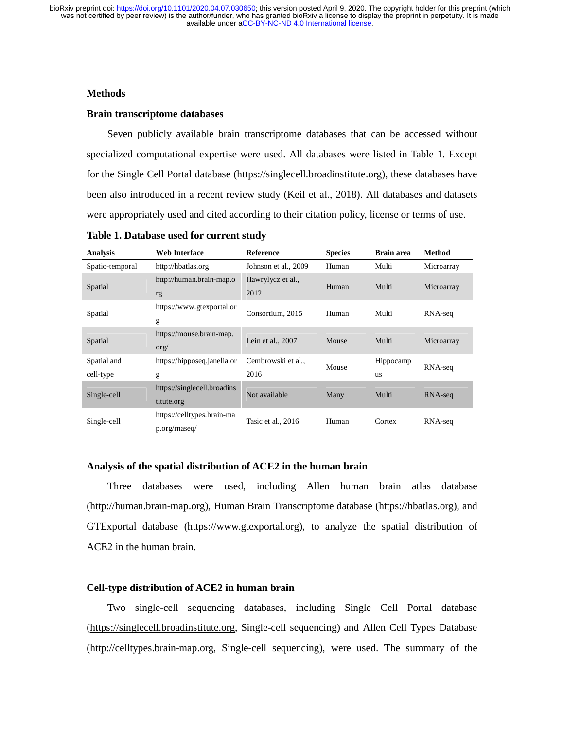## Methods

### Brain transcriptome databases

Seven publicly available brain transcriptome databases that can be accessed without specialized computational expertise were used. All databases were listed in Table 1. Except for the Single Cell Portal database (https://singlecell.broadinstitute.org), these databases have been also introduced in a recent review study (Keil et al., 2018). All databases and datasets were appropriately used and cited according to their citation policy, license or terms of use.

**Table 1. Database used for current study**

| Analysis | Web Interface | Reference | Species | Brain area | Method |
|---|---|---|---|---|---|
| Spatio-temporal | http://hbatlas.org | Johnson et al., 2009 | Human | Multi | Microarray |
| Spatial | http://human.brain-map.org | Hawrylycz et al., 2012 | Human | Multi | Microarray |
| Spatial | https://www.gtexportal.org | Consortium, 2015 | Human | Multi | RNA-seq |
| Spatial | https://mouse.brain-map.org/ | Lein et al., 2007 | Mouse | Multi | Microarray |
| Spatial and cell-type | https://hipposeq.janelia.org | Cembrowski et al., 2016 | Mouse | Hippocampus | RNA-seq |
| Single-cell | https://singlecell.broadinstitute.org | Not available | Many | Multi | RNA-seq |
| Single-cell | https://celltypes.brain-map.org/rnaseq/ | Tasic et al., 2016 | Human | Cortex | RNA-seq |

### Analysis of the spatial distribution of ACE2 in the human brain

Three databases were used, including Allen human brain atlas database (http://human.brain-map.org), Human Brain Transcriptome database (https://hbatlas.org), and GTExportal database (https://www.gtexportal.org), to analyze the spatial distribution of ACE2 in the human brain.

### Cell-type distribution of ACE2 in human brain

Two single-cell sequencing databases, including Single Cell Portal database (https://singlecell.broadinstitute.org, Single-cell sequencing) and Allen Cell Types Database (http://celltypes.brain-map.org, Single-cell sequencing), were used. The summary of the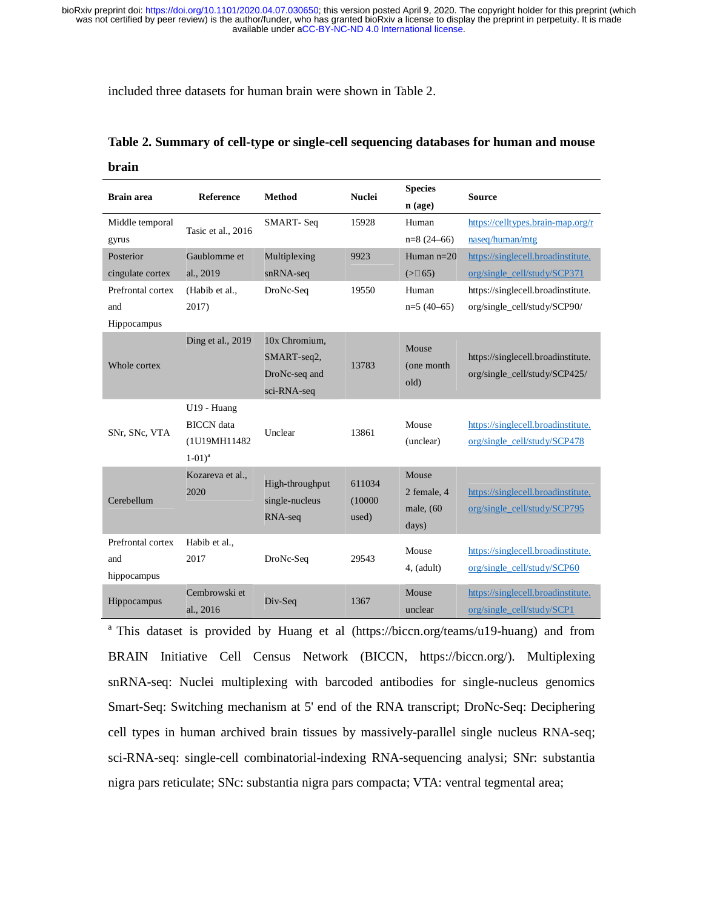included three datasets for human brain were shown in Table 2.

**Table 2. Summary of cell-type or single-cell sequencing databases for human and mouse brain**

| Brain area | Reference | Method | Nuclei | Species n (age) | Source |
|---|---|---|---|---|---|
| Middle temporal gyrus | Tasic et al., 2016 | SMART- Seq | 15928 | Human n=8 (24–66) | https://celltypes.brain-map.org/rnaseq/human/mtg |
| Posterior cingulate cortex | Gaublomme et al., 2019 | Multiplexing snRNA-seq | 9923 | Human n=20 (>65) | https://singlecell.broadinstitute.org/single_cell/study/SCP371 |
| Prefrontal cortex and Hippocampus | (Habib et al., 2017) | DroNc-Seq | 19550 | Human n=5 (40–65) | https://singlecell.broadinstitute.org/single_cell/study/SCP90/ |
| Whole cortex | Ding et al., 2019 | 10x Chromium, SMART-seq2, DroNc-seq and sci-RNA-seq | 13783 | Mouse (one month old) | https://singlecell.broadinstitute.org/single_cell/study/SCP425/ |
| SNr, SNc, VTA | U19 - Huang BICCN data (1U19MH114821-01)[a] | Unclear | 13861 | Mouse (unclear) | https://singlecell.broadinstitute.org/single_cell/study/SCP478 |
| Cerebellum | Kozareva et al., 2020 | High-throughput single-nucleus RNA-seq | 611034 (10000 used) | Mouse 2 female, 4 male, (60 days) | https://singlecell.broadinstitute.org/single_cell/study/SCP795 |
| Prefrontal cortex and hippocampus | Habib et al., 2017 | DroNc-Seq | 29543 | Mouse 4, (adult) | https://singlecell.broadinstitute.org/single_cell/study/SCP60 |
| Hippocampus | Cembrowski et al., 2016 | Div-Seq | 1367 | Mouse unclear | https://singlecell.broadinstitute.org/single_cell/study/SCP1 |

[a] This dataset is provided by Huang et al (https://biccn.org/teams/u19-huang) and from BRAIN Initiative Cell Census Network (BICCN, https://biccn.org/). Multiplexing snRNA-seq: Nuclei multiplexing with barcoded antibodies for single-nucleus genomics Smart-Seq: Switching mechanism at 5' end of the RNA transcript; DroNc-Seq: Deciphering cell types in human archived brain tissues by massively-parallel single nucleus RNA-seq; sci-RNA-seq: single-cell combinatorial-indexing RNA-sequencing analysis; SNr: substantia nigra pars reticulate; SNc: substantia nigra pars compacta; VTA: ventral tegmental area;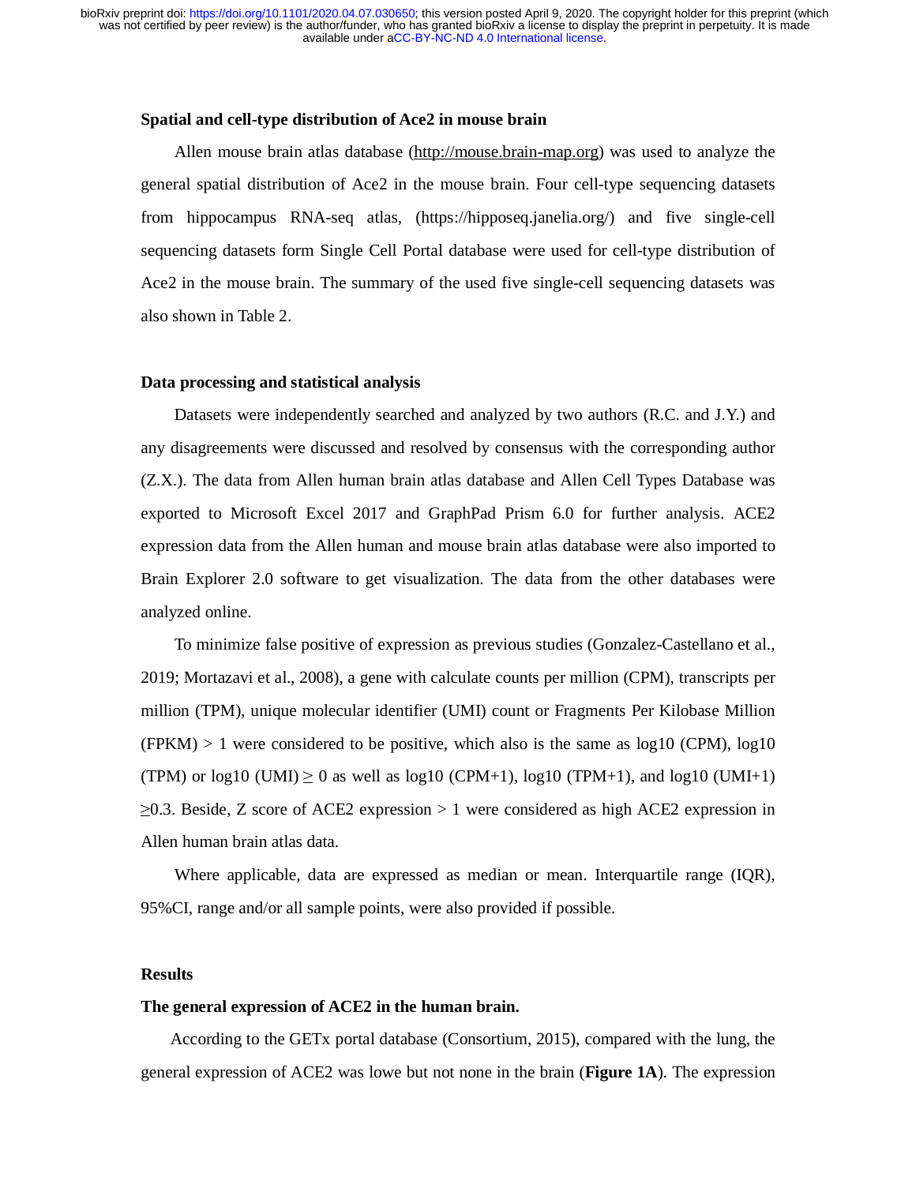### Spatial and cell-type distribution of Ace2 in mouse brain

Allen mouse brain atlas database (http://mouse.brain-map.org) was used to analyze the general spatial distribution of Ace2 in the mouse brain. Four cell-type sequencing datasets from hippocampus RNA-seq atlas, (https://hipposeq.janelia.org/) and five single-cell sequencing datasets form Single Cell Portal database were used for cell-type distribution of Ace2 in the mouse brain. The summary of the used five single-cell sequencing datasets was also shown in Table 2.

### Data processing and statistical analysis

Datasets were independently searched and analyzed by two authors (R.C. and J.Y.) and any disagreements were discussed and resolved by consensus with the corresponding author (Z.X.). The data from Allen human brain atlas database and Allen Cell Types Database was exported to Microsoft Excel 2017 and GraphPad Prism 6.0 for further analysis. ACE2 expression data from the Allen human and mouse brain atlas database were also imported to Brain Explorer 2.0 software to get visualization. The data from the other databases were analyzed online.

To minimize false positive of expression as previous studies (Gonzalez-Castellano et al., 2019; Mortazavi et al., 2008), a gene with calculate counts per million (CPM), transcripts per million (TPM), unique molecular identifier (UMI) count or Fragments Per Kilobase Million (FPKM) $> 1$ were considered to be positive, which also is the same as log10 (CPM), log10 (TPM) or log10 (UMI) $\geq 0$ as well as log10 (CPM+1), log10 (TPM+1), and log10 (UMI+1) $\geq 0.3$. Beside, Z score of ACE2 expression $> 1$ were considered as high ACE2 expression in Allen human brain atlas data.

Where applicable, data are expressed as median or mean. Interquartile range (IQR), 95%CI, range and/or all sample points, were also provided if possible.

## Results

### The general expression of ACE2 in the human brain.

According to the GETx portal database (Consortium, 2015), compared with the lung, the general expression of ACE2 was lowe but not none in the brain (**Figure 1A**). The expression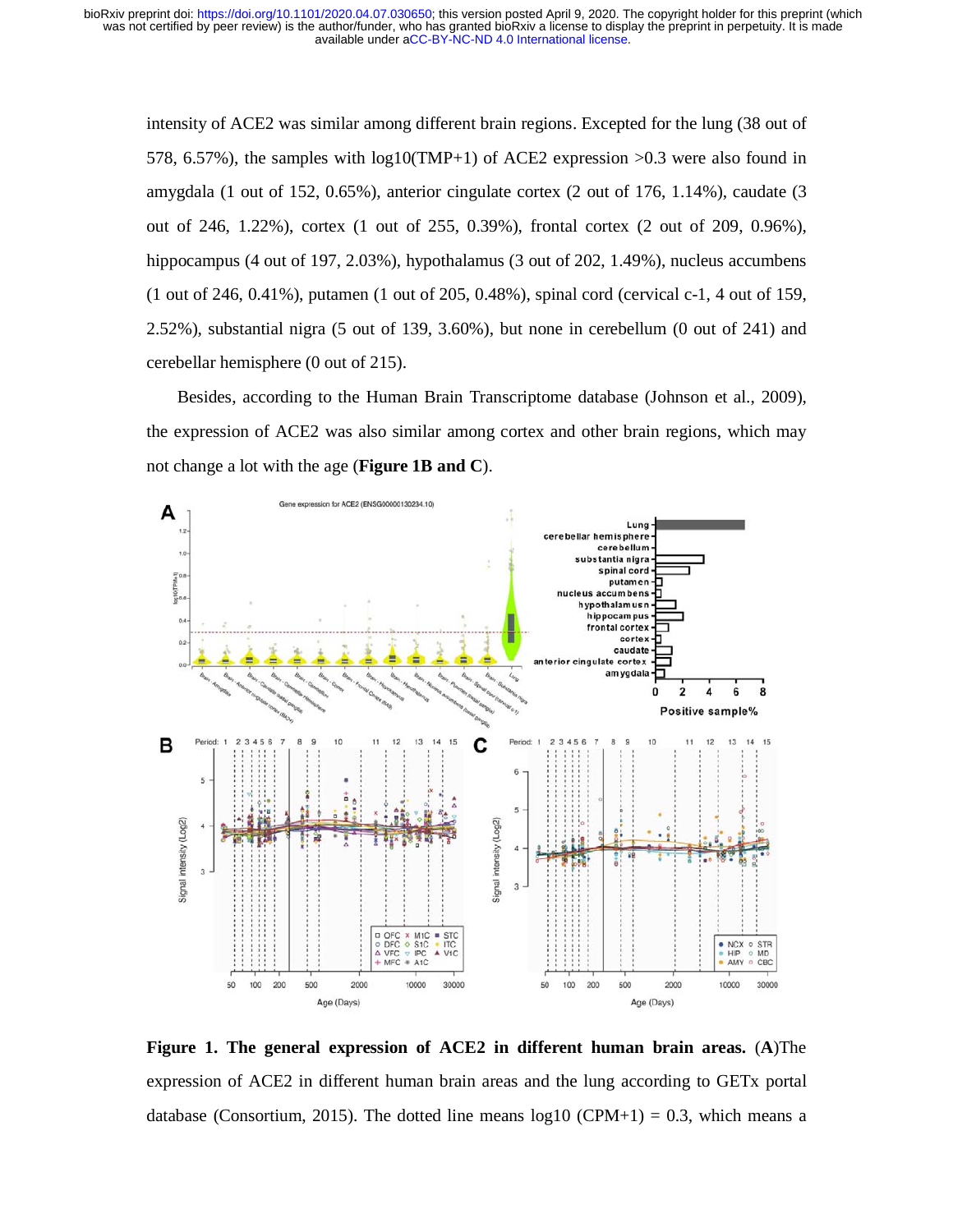intensity of ACE2 was similar among different brain regions. Excepted for the lung (38 out of 578, 6.57%), the samples with log10(TMP+1) of ACE2 expression >0.3 were also found in amygdala (1 out of 152, 0.65%), anterior cingulate cortex (2 out of 176, 1.14%), caudate (3 out of 246, 1.22%), cortex (1 out of 255, 0.39%), frontal cortex (2 out of 209, 0.96%), hippocampus (4 out of 197, 2.03%), hypothalamus (3 out of 202, 1.49%), nucleus accumbens (1 out of 246, 0.41%), putamen (1 out of 205, 0.48%), spinal cord (cervical c-1, 4 out of 159, 2.52%), substantial nigra (5 out of 139, 3.60%), but none in cerebellum (0 out of 241) and cerebellar hemisphere (0 out of 215).

Besides, according to the Human Brain Transcriptome database (Johnson et al., 2009), the expression of ACE2 was also similar among cortex and other brain regions, which may not change a lot with the age (**Figure 1B and C**).

A

Gene expression for ACE2 (ENSG00000130234.10)

log10(TPM+1)

Brain - Amygdala, Brain - Anterior cingulate cortex (BA24), Brain - Caudate (basal ganglia), Brain - Cerebellar Hemisphere, Brain - Cerebellum, Brain - Cortex, Brain - Frontal Cortex (BA9), Brain - Hippocampus, Brain - Hypothalamus, Brain - Nucleus accumbens (basal ganglia), Brain - Putamen (basal ganglia), Brain - Spinal cord (cervical c-1), Brain - Substantia nigra, Lung

Lung, cerebellar hemisphere, cerebellum, substantia nigra, spinal cord, putamen, nucleus accumbens, hypothalamusn, hippocampus, frontal cortex, cortex, caudate, anterior cingulate cortex, amygdala

0 2 4 6 8

Positive sample%

B

Period: 1 2 3 4 5 6 7 8 9 10 11 12 13 14 15

Signal intensity (Log2)

OFC, DFC, VFC, MFC, M1C, S1C, IPC, A1C, STC, ITC, V1C

Age (Days)

C

Period: 1 2 3 4 5 6 7 8 9 10 11 12 13 14 15

Signal intensity (Log2)

NCX, HIP, AMY, STR, MD, CBC

Age (Days)

**Figure 1. The general expression of ACE2 in different human brain areas.** (**A**)The expression of ACE2 in different human brain areas and the lung according to GETx portal database (Consortium, 2015). The dotted line means log10 (CPM+1) = 0.3, which means a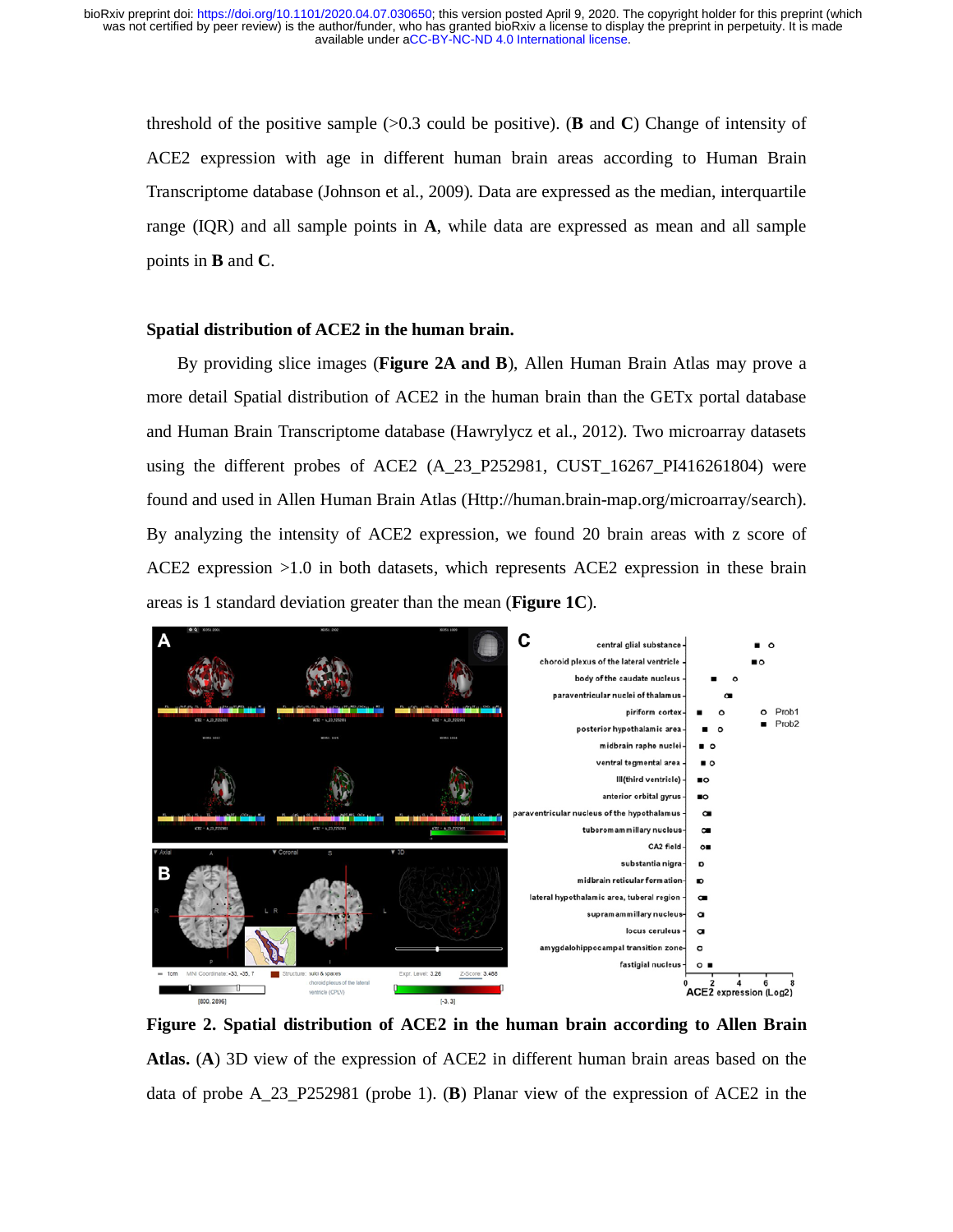threshold of the positive sample (>0.3 could be positive). (**B** and **C**) Change of intensity of ACE2 expression with age in different human brain areas according to Human Brain Transcriptome database (Johnson et al., 2009). Data are expressed as the median, interquartile range (IQR) and all sample points in **A**, while data are expressed as mean and all sample points in **B** and **C**.

**Spatial distribution of ACE2 in the human brain.**

By providing slice images (**Figure 2A and B**), Allen Human Brain Atlas may prove a more detail Spatial distribution of ACE2 in the human brain than the GETx portal database and Human Brain Transcriptome database (Hawrylycz et al., 2012). Two microarray datasets using the different probes of ACE2 (A_23_P252981, CUST_16267_PI416261804) were found and used in Allen Human Brain Atlas (Http://human.brain-map.org/microarray/search). By analyzing the intensity of ACE2 expression, we found 20 brain areas with z score of ACE2 expression >1.0 in both datasets, which represents ACE2 expression in these brain areas is 1 standard deviation greater than the mean (**Figure 1C**).

**Figure 2. Spatial distribution of ACE2 in the human brain according to Allen Brain Atlas.** (**A**) 3D view of the expression of ACE2 in different human brain areas based on the data of probe A_23_P252981 (probe 1). (**B**) Planar view of the expression of ACE2 in the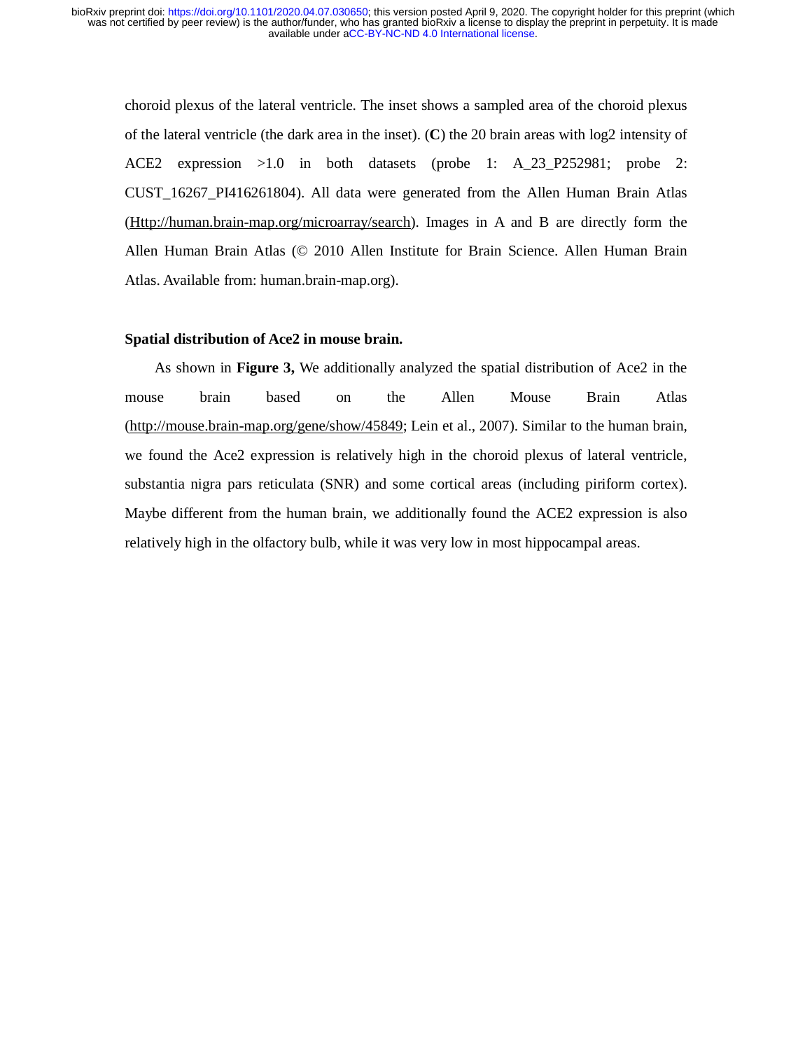choroid plexus of the lateral ventricle. The inset shows a sampled area of the choroid plexus of the lateral ventricle (the dark area in the inset). (**C**) the 20 brain areas with log2 intensity of ACE2 expression >1.0 in both datasets (probe 1: A_23_P252981; probe 2: CUST_16267_PI416261804). All data were generated from the Allen Human Brain Atlas (Http://human.brain-map.org/microarray/search). Images in A and B are directly form the Allen Human Brain Atlas (© 2010 Allen Institute for Brain Science. Allen Human Brain Atlas. Available from: human.brain-map.org).

**Spatial distribution of Ace2 in mouse brain.**

As shown in **Figure 3,** We additionally analyzed the spatial distribution of Ace2 in the mouse brain based on the Allen Mouse Brain Atlas (http://mouse.brain-map.org/gene/show/45849; Lein et al., 2007). Similar to the human brain, we found the Ace2 expression is relatively high in the choroid plexus of lateral ventricle, substantia nigra pars reticulata (SNR) and some cortical areas (including piriform cortex). Maybe different from the human brain, we additionally found the ACE2 expression is also relatively high in the olfactory bulb, while it was very low in most hippocampal areas.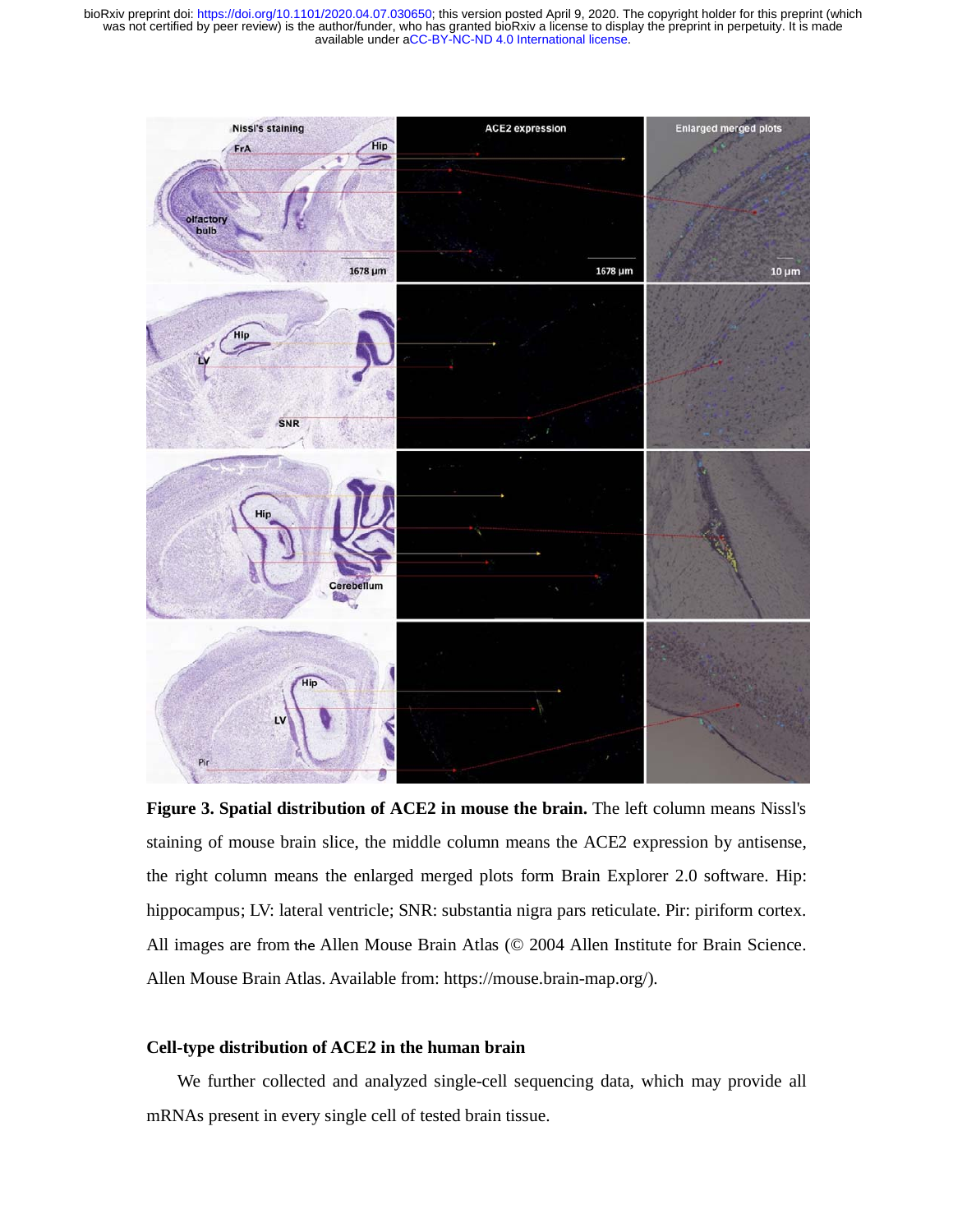Nissl's staining

ACE2 expression

Enlarged merged plots

FrA

Hip

olfactory bulb

1678 μm

1678 μm

10 μm

Hip

LV

SNR

Hip

Cerebellum

Hip

LV

Pir

**Figure 3. Spatial distribution of ACE2 in mouse the brain.** The left column means Nissl's staining of mouse brain slice, the middle column means the ACE2 expression by antisense, the right column means the enlarged merged plots form Brain Explorer 2.0 software. Hip: hippocampus; LV: lateral ventricle; SNR: substantia nigra pars reticulate. Pir: piriform cortex. All images are from the Allen Mouse Brain Atlas (© 2004 Allen Institute for Brain Science. Allen Mouse Brain Atlas. Available from: https://mouse.brain-map.org/).

### Cell-type distribution of ACE2 in the human brain

We further collected and analyzed single-cell sequencing data, which may provide all mRNAs present in every single cell of tested brain tissue.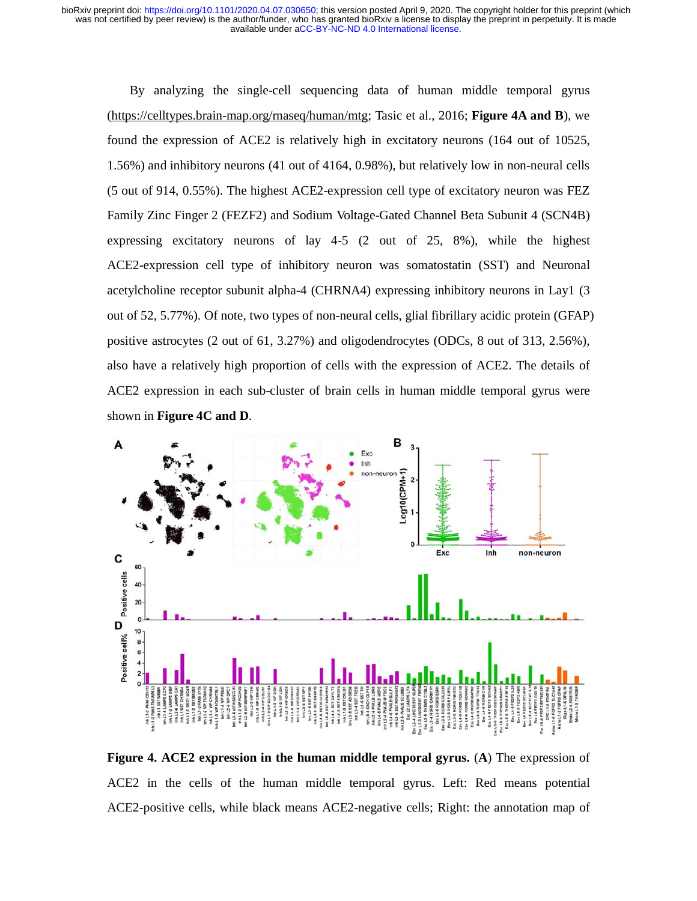By analyzing the single-cell sequencing data of human middle temporal gyrus (https://celltypes.brain-map.org/rnaseq/human/mtg; Tasic et al., 2016; **Figure 4A and B**), we found the expression of ACE2 is relatively high in excitatory neurons (164 out of 10525, 1.56%) and inhibitory neurons (41 out of 4164, 0.98%), but relatively low in non-neural cells (5 out of 914, 0.55%). The highest ACE2-expression cell type of excitatory neuron was FEZ Family Zinc Finger 2 (FEZF2) and Sodium Voltage-Gated Channel Beta Subunit 4 (SCN4B) expressing excitatory neurons of lay 4-5 (2 out of 25, 8%), while the highest ACE2-expression cell type of inhibitory neuron was somatostatin (SST) and Neuronal acetylcholine receptor subunit alpha-4 (CHRNA4) expressing inhibitory neurons in Lay1 (3 out of 52, 5.77%). Of note, two types of non-neural cells, glial fibrillary acidic protein (GFAP) positive astrocytes (2 out of 61, 3.27%) and oligodendrocytes (ODCs, 8 out of 313, 2.56%), also have a relatively high proportion of cells with the expression of ACE2. The details of ACE2 expression in each sub-cluster of brain cells in human middle temporal gyrus were shown in **Figure 4C and D**.

A

B

Exc
Inh
non-neuron

Log10(CPM+1)

Exc Inh non-neuron

C

Positive cells

D

Positive cell%

**Figure 4. ACE2 expression in the human middle temporal gyrus.** (**A**) The expression of ACE2 in the cells of the human middle temporal gyrus. Left: Red means potential ACE2-positive cells, while black means ACE2-negative cells; Right: the annotation map of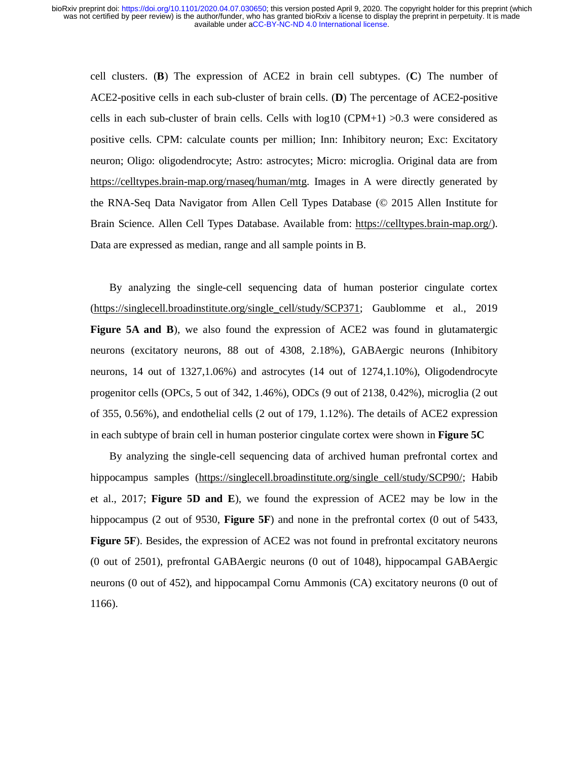cell clusters. (**B**) The expression of ACE2 in brain cell subtypes. (**C**) The number of ACE2-positive cells in each sub-cluster of brain cells. (**D**) The percentage of ACE2-positive cells in each sub-cluster of brain cells. Cells with log10 (CPM+1) >0.3 were considered as positive cells. CPM: calculate counts per million; Inn: Inhibitory neuron; Exc: Excitatory neuron; Oligo: oligodendrocyte; Astro: astrocytes; Micro: microglia. Original data are from https://celltypes.brain-map.org/rnaseq/human/mtg. Images in A were directly generated by the RNA-Seq Data Navigator from Allen Cell Types Database (© 2015 Allen Institute for Brain Science. Allen Cell Types Database. Available from: https://celltypes.brain-map.org/). Data are expressed as median, range and all sample points in B.

By analyzing the single-cell sequencing data of human posterior cingulate cortex (https://singlecell.broadinstitute.org/single_cell/study/SCP371; Gaublomme et al., 2019 **Figure 5A and B**), we also found the expression of ACE2 was found in glutamatergic neurons (excitatory neurons, 88 out of 4308, 2.18%), GABAergic neurons (Inhibitory neurons, 14 out of 1327,1.06%) and astrocytes (14 out of 1274,1.10%), Oligodendrocyte progenitor cells (OPCs, 5 out of 342, 1.46%), ODCs (9 out of 2138, 0.42%), microglia (2 out of 355, 0.56%), and endothelial cells (2 out of 179, 1.12%). The details of ACE2 expression in each subtype of brain cell in human posterior cingulate cortex were shown in **Figure 5C**

By analyzing the single-cell sequencing data of archived human prefrontal cortex and hippocampus samples (https://singlecell.broadinstitute.org/single_cell/study/SCP90/; Habib et al., 2017; **Figure 5D and E**), we found the expression of ACE2 may be low in the hippocampus (2 out of 9530, **Figure 5F**) and none in the prefrontal cortex (0 out of 5433, **Figure 5F**). Besides, the expression of ACE2 was not found in prefrontal excitatory neurons (0 out of 2501), prefrontal GABAergic neurons (0 out of 1048), hippocampal GABAergic neurons (0 out of 452), and hippocampal Cornu Ammonis (CA) excitatory neurons (0 out of 1166).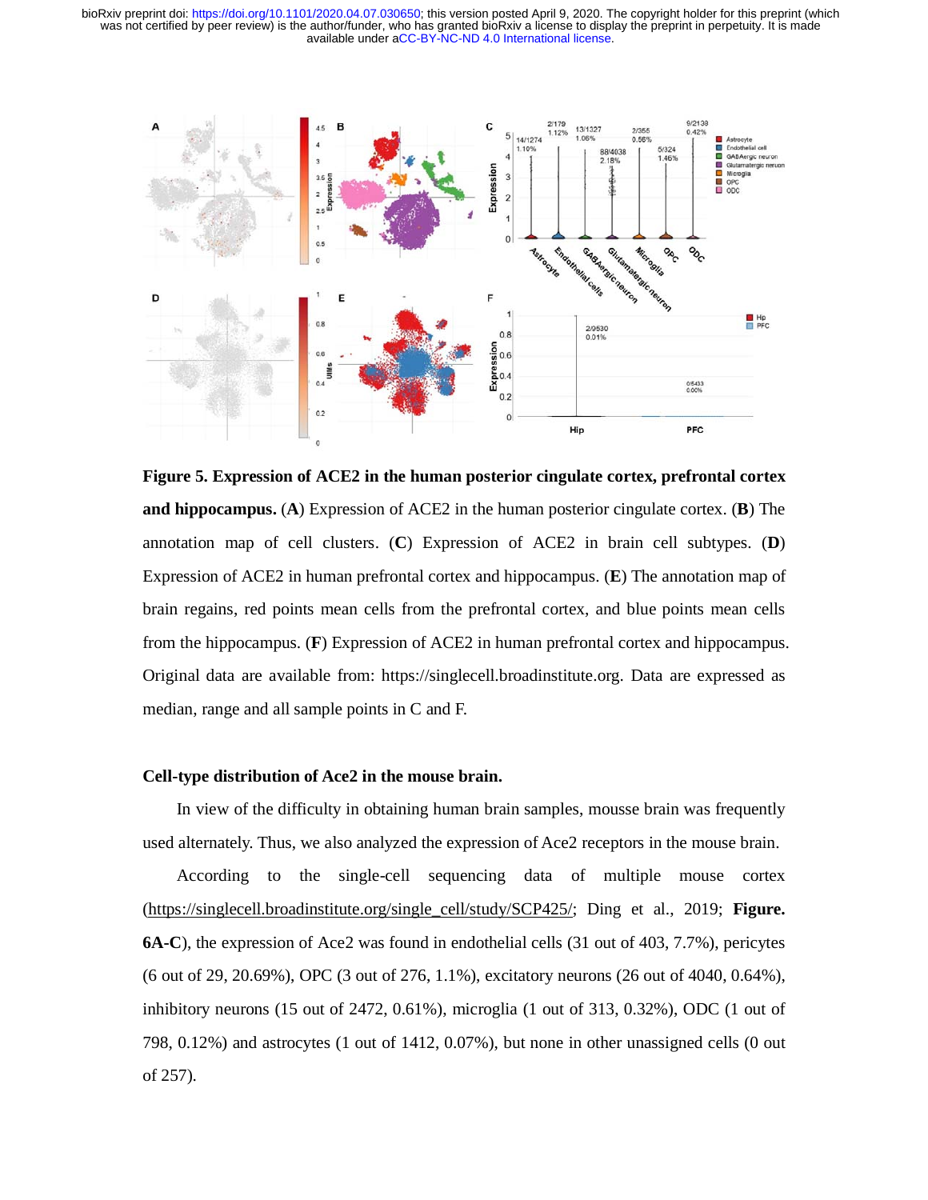A

B

C

14/1274 1.10%

2/179 1.12%

13/1327 1.06%

88/4038 2.18%

2/355 0.56%

5/324 1.46%

9/2139 0.42%

Astrocyte
Endothelial cell
GABAergic neuron
Glutamatergic neruon
Microglia
OPC
ODC

Expression

Astrocyte
Endothelial cells
GABAergicneuron
Glutamatergicneuron
Microglia
OPC
ODC

D

E

F

UMIs

Expression

2/20530 0.01%

0/5433 0.00%

Hip
PFC

Hip

PFC

**Figure 5. Expression of ACE2 in the human posterior cingulate cortex, prefrontal cortex and hippocampus.** (**A**) Expression of ACE2 in the human posterior cingulate cortex. (**B**) The annotation map of cell clusters. (**C**) Expression of ACE2 in brain cell subtypes. (**D**) Expression of ACE2 in human prefrontal cortex and hippocampus. (**E**) The annotation map of brain regains, red points mean cells from the prefrontal cortex, and blue points mean cells from the hippocampus. (**F**) Expression of ACE2 in human prefrontal cortex and hippocampus. Original data are available from: https://singlecell.broadinstitute.org. Data are expressed as median, range and all sample points in C and F.

**Cell-type distribution of Ace2 in the mouse brain.**

In view of the difficulty in obtaining human brain samples, mousse brain was frequently used alternately. Thus, we also analyzed the expression of Ace2 receptors in the mouse brain.

According to the single-cell sequencing data of multiple mouse cortex (https://singlecell.broadinstitute.org/single_cell/study/SCP425/; Ding et al., 2019; **Figure. 6A-C**), the expression of Ace2 was found in endothelial cells (31 out of 403, 7.7%), pericytes (6 out of 29, 20.69%), OPC (3 out of 276, 1.1%), excitatory neurons (26 out of 4040, 0.64%), inhibitory neurons (15 out of 2472, 0.61%), microglia (1 out of 313, 0.32%), ODC (1 out of 798, 0.12%) and astrocytes (1 out of 1412, 0.07%), but none in other unassigned cells (0 out of 257).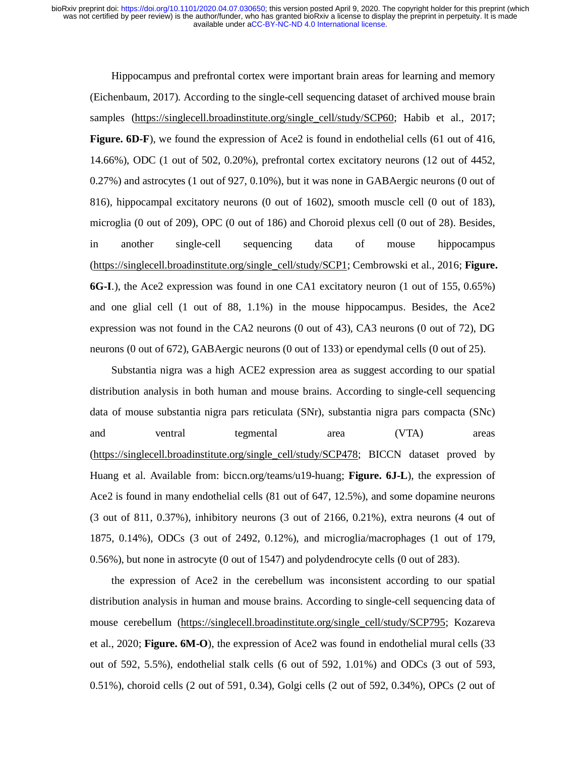Hippocampus and prefrontal cortex were important brain areas for learning and memory (Eichenbaum, 2017). According to the single-cell sequencing dataset of archived mouse brain samples (https://singlecell.broadinstitute.org/single_cell/study/SCP60; Habib et al., 2017; **Figure. 6D-F**), we found the expression of Ace2 is found in endothelial cells (61 out of 416, 14.66%), ODC (1 out of 502, 0.20%), prefrontal cortex excitatory neurons (12 out of 4452, 0.27%) and astrocytes (1 out of 927, 0.10%), but it was none in GABAergic neurons (0 out of 816), hippocampal excitatory neurons (0 out of 1602), smooth muscle cell (0 out of 183), microglia (0 out of 209), OPC (0 out of 186) and Choroid plexus cell (0 out of 28). Besides, in another single-cell sequencing data of mouse hippocampus (https://singlecell.broadinstitute.org/single_cell/study/SCP1; Cembrowski et al., 2016; **Figure. 6G-I**.), the Ace2 expression was found in one CA1 excitatory neuron (1 out of 155, 0.65%) and one glial cell (1 out of 88, 1.1%) in the mouse hippocampus. Besides, the Ace2 expression was not found in the CA2 neurons (0 out of 43), CA3 neurons (0 out of 72), DG neurons (0 out of 672), GABAergic neurons (0 out of 133) or ependymal cells (0 out of 25).

Substantia nigra was a high ACE2 expression area as suggest according to our spatial distribution analysis in both human and mouse brains. According to single-cell sequencing data of mouse substantia nigra pars reticulata (SNr), substantia nigra pars compacta (SNc) and ventral tegmental area (VTA) areas (https://singlecell.broadinstitute.org/single_cell/study/SCP478; BICCN dataset proved by Huang et al. Available from: biccn.org/teams/u19-huang; **Figure. 6J-L**), the expression of Ace2 is found in many endothelial cells (81 out of 647, 12.5%), and some dopamine neurons (3 out of 811, 0.37%), inhibitory neurons (3 out of 2166, 0.21%), extra neurons (4 out of 1875, 0.14%), ODCs (3 out of 2492, 0.12%), and microglia/macrophages (1 out of 179, 0.56%), but none in astrocyte (0 out of 1547) and polydendrocyte cells (0 out of 283).

the expression of Ace2 in the cerebellum was inconsistent according to our spatial distribution analysis in human and mouse brains. According to single-cell sequencing data of mouse cerebellum (https://singlecell.broadinstitute.org/single_cell/study/SCP795; Kozareva et al., 2020; **Figure. 6M-O**), the expression of Ace2 was found in endothelial mural cells (33 out of 592, 5.5%), endothelial stalk cells (6 out of 592, 1.01%) and ODCs (3 out of 593, 0.51%), choroid cells (2 out of 591, 0.34), Golgi cells (2 out of 592, 0.34%), OPCs (2 out of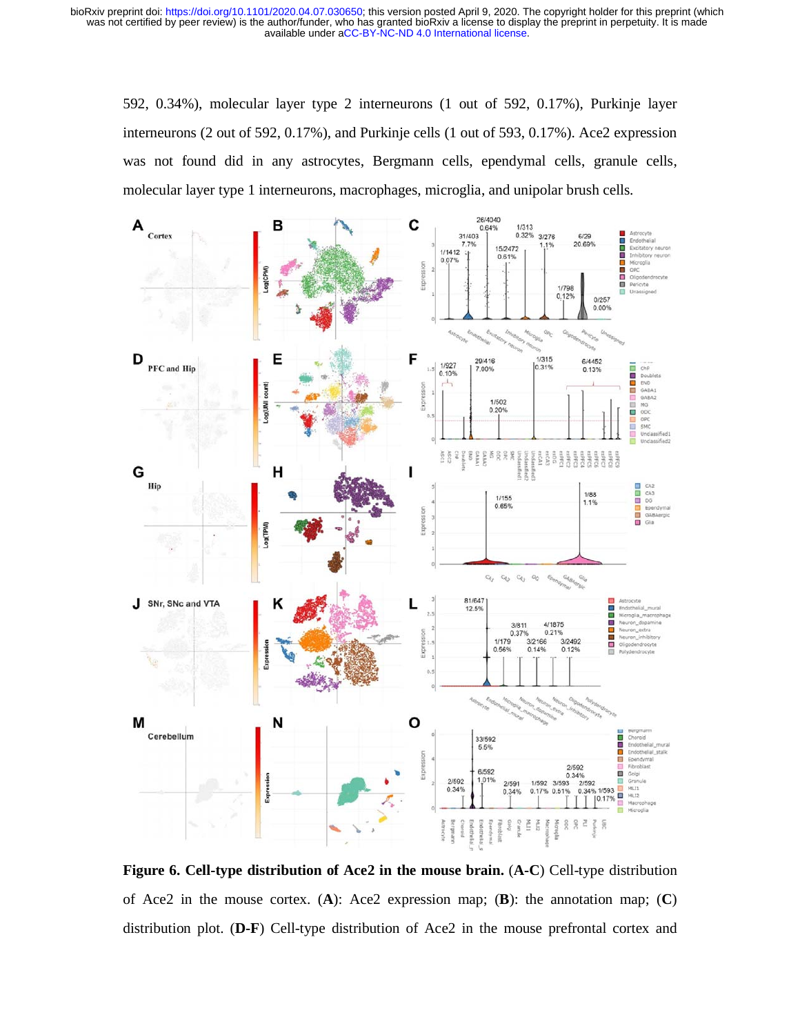592, 0.34%), molecular layer type 2 interneurons (1 out of 592, 0.17%), Purkinje layer interneurons (2 out of 592, 0.17%), and Purkinje cells (1 out of 593, 0.17%). Ace2 expression was not found did in any astrocytes, Bergmann cells, ependymal cells, granule cells, molecular layer type 1 interneurons, macrophages, microglia, and unipolar brush cells.

**Figure 6. Cell-type distribution of Ace2 in the mouse brain.** (**A-C**) Cell-type distribution of Ace2 in the mouse cortex. (**A**): Ace2 expression map; (**B**): the annotation map; (**C**) distribution plot. (**D-F**) Cell-type distribution of Ace2 in the mouse prefrontal cortex and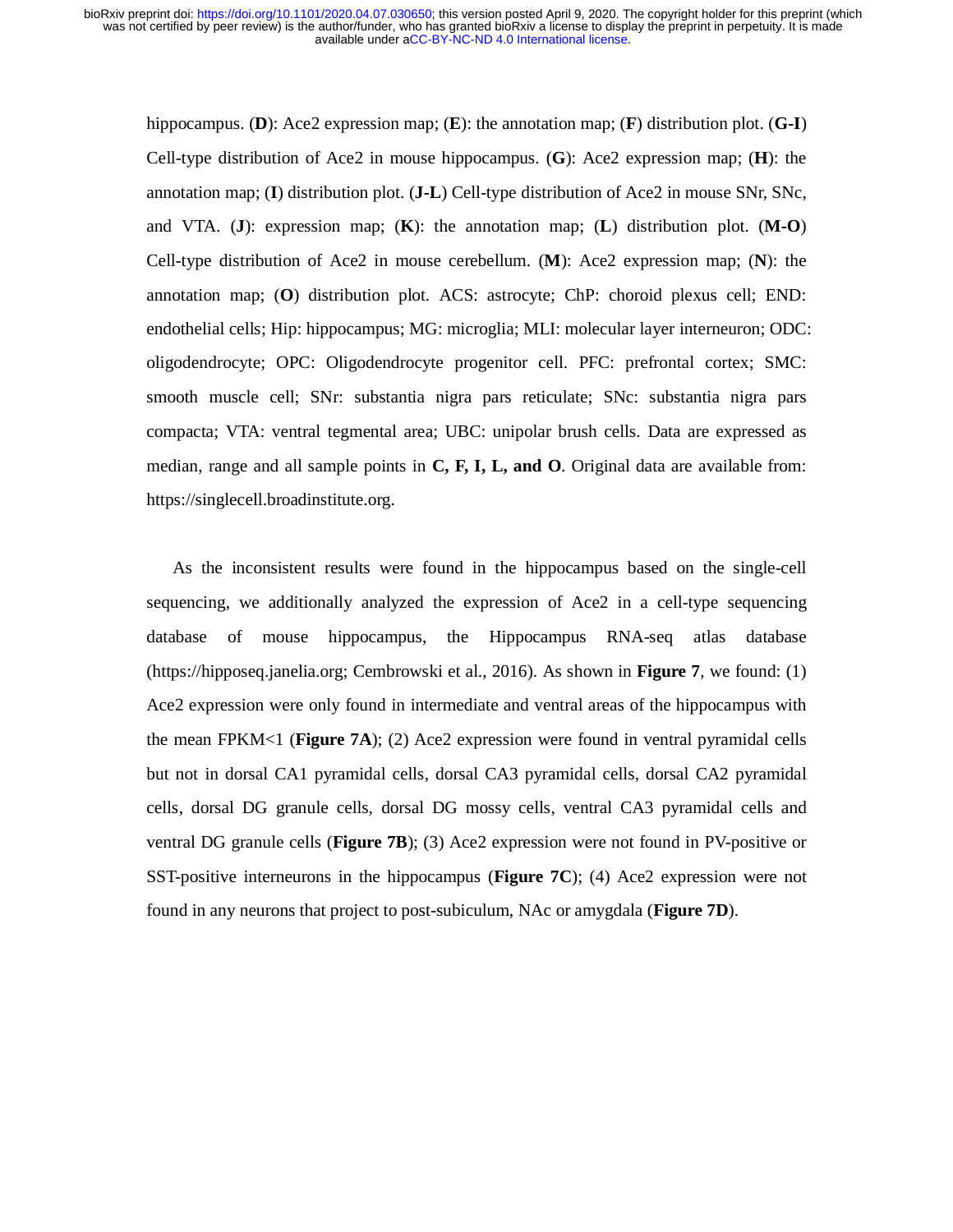hippocampus. (**D**): Ace2 expression map; (**E**): the annotation map; (**F**) distribution plot. (**G-I**) Cell-type distribution of Ace2 in mouse hippocampus. (**G**): Ace2 expression map; (**H**): the annotation map; (**I**) distribution plot. (**J-L**) Cell-type distribution of Ace2 in mouse SNr, SNc, and VTA. (**J**): expression map; (**K**): the annotation map; (**L**) distribution plot. (**M-O**) Cell-type distribution of Ace2 in mouse cerebellum. (**M**): Ace2 expression map; (**N**): the annotation map; (**O**) distribution plot. ACS: astrocyte; ChP: choroid plexus cell; END: endothelial cells; Hip: hippocampus; MG: microglia; MLI: molecular layer interneuron; ODC: oligodendrocyte; OPC: Oligodendrocyte progenitor cell. PFC: prefrontal cortex; SMC: smooth muscle cell; SNr: substantia nigra pars reticulate; SNc: substantia nigra pars compacta; VTA: ventral tegmental area; UBC: unipolar brush cells. Data are expressed as median, range and all sample points in **C, F, I, L, and O**. Original data are available from: https://singlecell.broadinstitute.org.

As the inconsistent results were found in the hippocampus based on the single-cell sequencing, we additionally analyzed the expression of Ace2 in a cell-type sequencing database of mouse hippocampus, the Hippocampus RNA-seq atlas database (https://hipposeq.janelia.org; Cembrowski et al., 2016). As shown in **Figure 7**, we found: (1) Ace2 expression were only found in intermediate and ventral areas of the hippocampus with the mean FPKM<1 (**Figure 7A**); (2) Ace2 expression were found in ventral pyramidal cells but not in dorsal CA1 pyramidal cells, dorsal CA3 pyramidal cells, dorsal CA2 pyramidal cells, dorsal DG granule cells, dorsal DG mossy cells, ventral CA3 pyramidal cells and ventral DG granule cells (**Figure 7B**); (3) Ace2 expression were not found in PV-positive or SST-positive interneurons in the hippocampus (**Figure 7C**); (4) Ace2 expression were not found in any neurons that project to post-subiculum, NAc or amygdala (**Figure 7D**).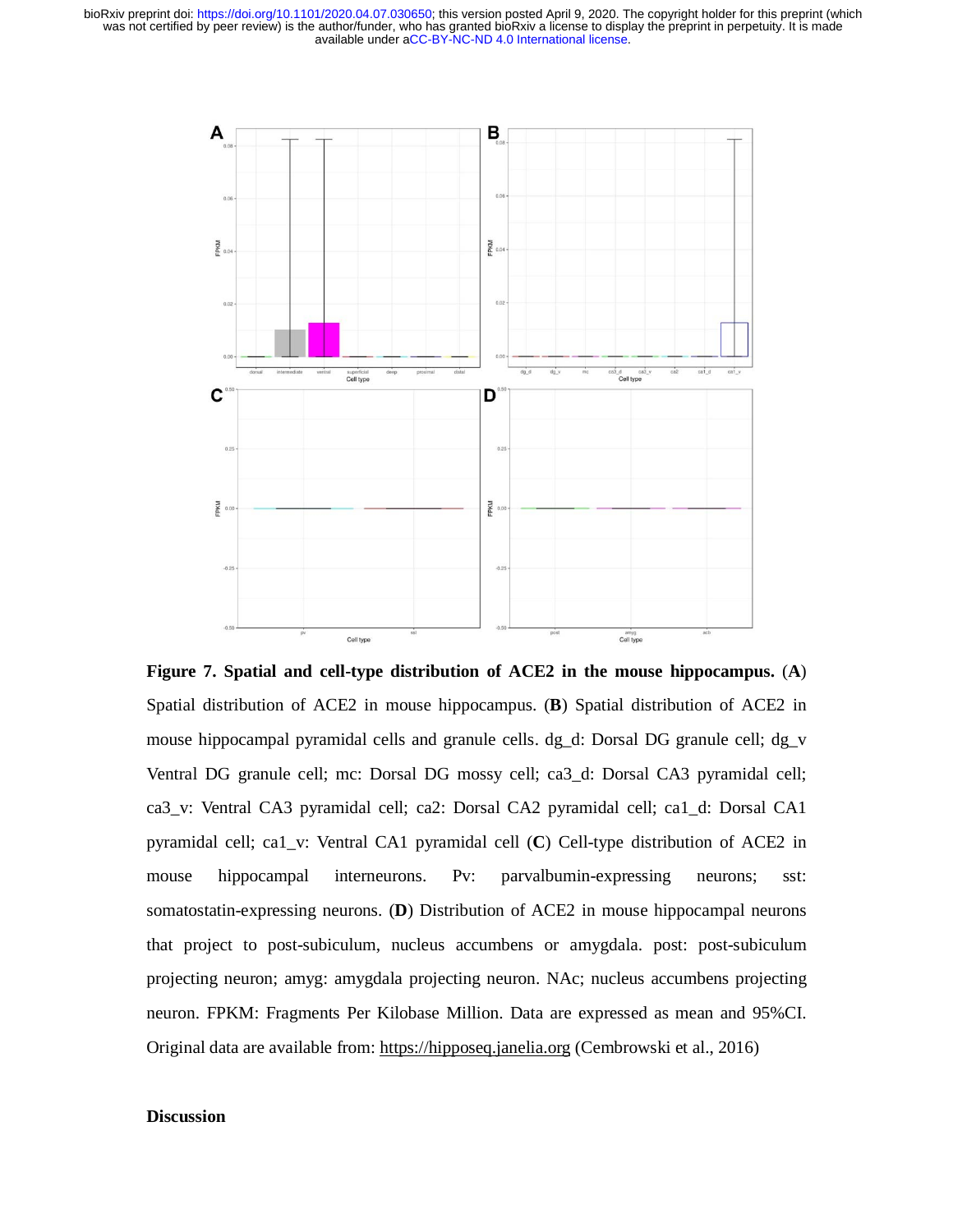A

0.08
0.06
0.04
0.02
0.00

FPKM

dorsal intermediate ventral superficial deep proximal distal

Cell type

B

0.08
0.06
0.04
0.02
0.00

FPKM

dg_d dg_v mc ca3_d ca3_v ca2 ca1_d ca1_v

Cell type

C

0.50
0.25
0.00
-0.25
-0.50

FPKM

pv sst

Cell type

D

0.50
0.25
0.00
-0.25
-0.50

FPKM

post amyg acb

Cell type

**Figure 7. Spatial and cell-type distribution of ACE2 in the mouse hippocampus.** (**A**) Spatial distribution of ACE2 in mouse hippocampus. (**B**) Spatial distribution of ACE2 in mouse hippocampal pyramidal cells and granule cells. dg_d: Dorsal DG granule cell; dg_v Ventral DG granule cell; mc: Dorsal DG mossy cell; ca3_d: Dorsal CA3 pyramidal cell; ca3_v: Ventral CA3 pyramidal cell; ca2: Dorsal CA2 pyramidal cell; ca1_d: Dorsal CA1 pyramidal cell; ca1_v: Ventral CA1 pyramidal cell (**C**) Cell-type distribution of ACE2 in mouse hippocampal interneurons. Pv: parvalbumin-expressing neurons; sst: somatostatin-expressing neurons. (**D**) Distribution of ACE2 in mouse hippocampal neurons that project to post-subiculum, nucleus accumbens or amygdala. post: post-subiculum projecting neuron; amyg: amygdala projecting neuron. NAc; nucleus accumbens projecting neuron. FPKM: Fragments Per Kilobase Million. Data are expressed as mean and 95%CI. Original data are available from: https://hipposeq.janelia.org (Cembrowski et al., 2016)

## Discussion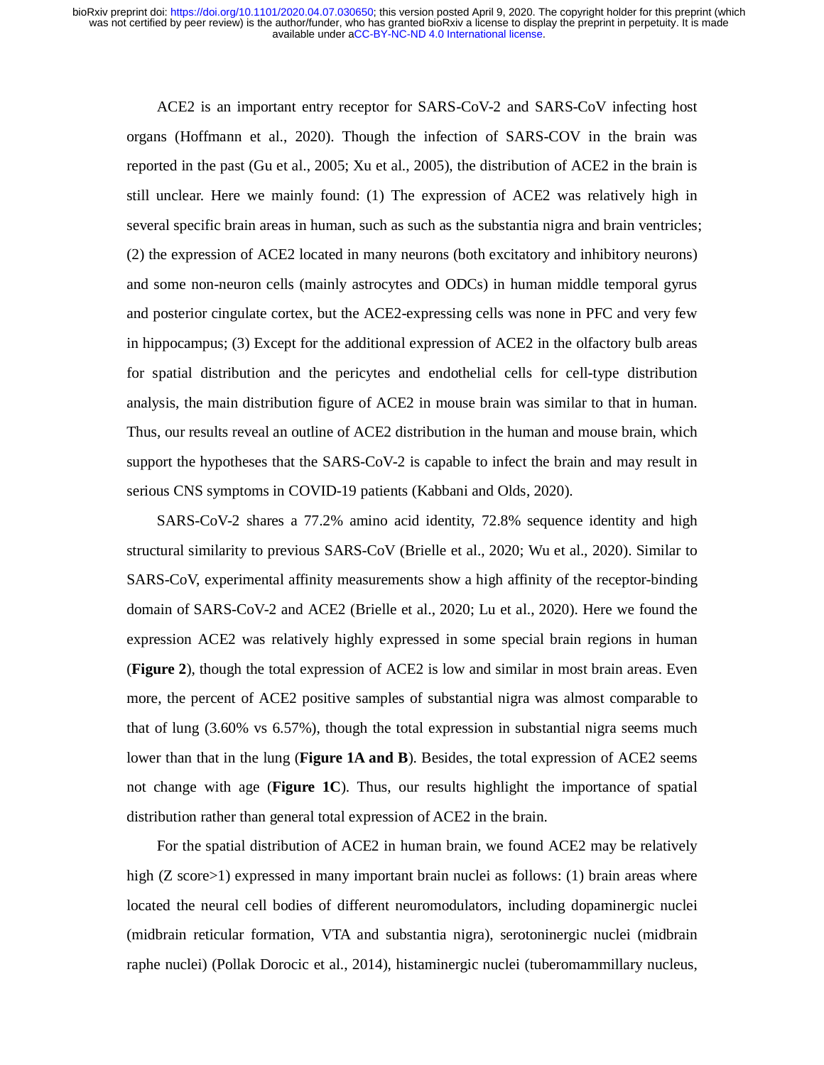ACE2 is an important entry receptor for SARS-CoV-2 and SARS-CoV infecting host organs (Hoffmann et al., 2020). Though the infection of SARS-COV in the brain was reported in the past (Gu et al., 2005; Xu et al., 2005), the distribution of ACE2 in the brain is still unclear. Here we mainly found: (1) The expression of ACE2 was relatively high in several specific brain areas in human, such as such as the substantia nigra and brain ventricles; (2) the expression of ACE2 located in many neurons (both excitatory and inhibitory neurons) and some non-neuron cells (mainly astrocytes and ODCs) in human middle temporal gyrus and posterior cingulate cortex, but the ACE2-expressing cells was none in PFC and very few in hippocampus; (3) Except for the additional expression of ACE2 in the olfactory bulb areas for spatial distribution and the pericytes and endothelial cells for cell-type distribution analysis, the main distribution figure of ACE2 in mouse brain was similar to that in human. Thus, our results reveal an outline of ACE2 distribution in the human and mouse brain, which support the hypotheses that the SARS-CoV-2 is capable to infect the brain and may result in serious CNS symptoms in COVID-19 patients (Kabbani and Olds, 2020).

SARS-CoV-2 shares a 77.2% amino acid identity, 72.8% sequence identity and high structural similarity to previous SARS-CoV (Brielle et al., 2020; Wu et al., 2020). Similar to SARS-CoV, experimental affinity measurements show a high affinity of the receptor-binding domain of SARS-CoV-2 and ACE2 (Brielle et al., 2020; Lu et al., 2020). Here we found the expression ACE2 was relatively highly expressed in some special brain regions in human (**Figure 2**), though the total expression of ACE2 is low and similar in most brain areas. Even more, the percent of ACE2 positive samples of substantial nigra was almost comparable to that of lung (3.60% vs 6.57%), though the total expression in substantial nigra seems much lower than that in the lung (**Figure 1A and B**). Besides, the total expression of ACE2 seems not change with age (**Figure 1C**). Thus, our results highlight the importance of spatial distribution rather than general total expression of ACE2 in the brain.

For the spatial distribution of ACE2 in human brain, we found ACE2 may be relatively high (Z score>1) expressed in many important brain nuclei as follows: (1) brain areas where located the neural cell bodies of different neuromodulators, including dopaminergic nuclei (midbrain reticular formation, VTA and substantia nigra), serotoninergic nuclei (midbrain raphe nuclei) (Pollak Dorocic et al., 2014), histaminergic nuclei (tuberomammillary nucleus,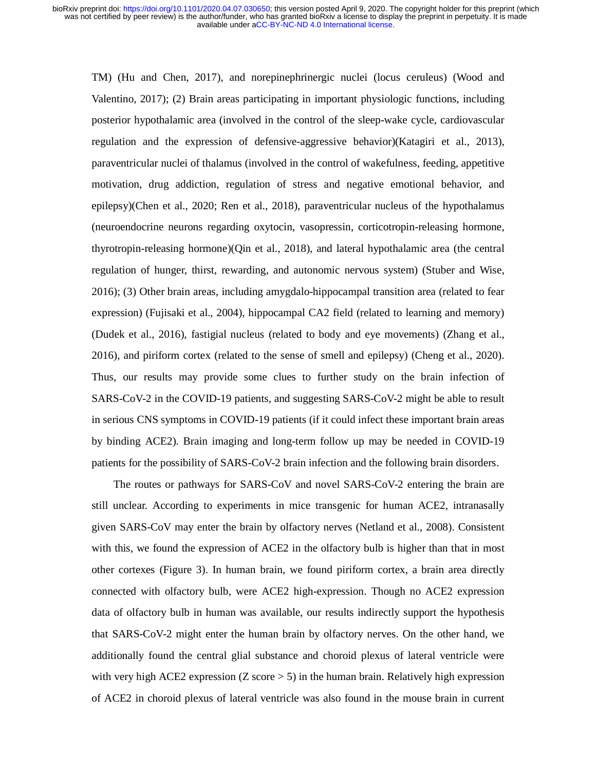TM) (Hu and Chen, 2017), and norepinephrinergic nuclei (locus ceruleus) (Wood and Valentino, 2017); (2) Brain areas participating in important physiologic functions, including posterior hypothalamic area (involved in the control of the sleep-wake cycle, cardiovascular regulation and the expression of defensive-aggressive behavior)(Katagiri et al., 2013), paraventricular nuclei of thalamus (involved in the control of wakefulness, feeding, appetitive motivation, drug addiction, regulation of stress and negative emotional behavior, and epilepsy)(Chen et al., 2020; Ren et al., 2018), paraventricular nucleus of the hypothalamus (neuroendocrine neurons regarding oxytocin, vasopressin, corticotropin-releasing hormone, thyrotropin-releasing hormone)(Qin et al., 2018), and lateral hypothalamic area (the central regulation of hunger, thirst, rewarding, and autonomic nervous system) (Stuber and Wise, 2016); (3) Other brain areas, including amygdalo-hippocampal transition area (related to fear expression) (Fujisaki et al., 2004), hippocampal CA2 field (related to learning and memory) (Dudek et al., 2016), fastigial nucleus (related to body and eye movements) (Zhang et al., 2016), and piriform cortex (related to the sense of smell and epilepsy) (Cheng et al., 2020). Thus, our results may provide some clues to further study on the brain infection of SARS-CoV-2 in the COVID-19 patients, and suggesting SARS-CoV-2 might be able to result in serious CNS symptoms in COVID-19 patients (if it could infect these important brain areas by binding ACE2). Brain imaging and long-term follow up may be needed in COVID-19 patients for the possibility of SARS-CoV-2 brain infection and the following brain disorders.

The routes or pathways for SARS-CoV and novel SARS-CoV-2 entering the brain are still unclear. According to experiments in mice transgenic for human ACE2, intranasally given SARS-CoV may enter the brain by olfactory nerves (Netland et al., 2008). Consistent with this, we found the expression of ACE2 in the olfactory bulb is higher than that in most other cortexes (Figure 3). In human brain, we found piriform cortex, a brain area directly connected with olfactory bulb, were ACE2 high-expression. Though no ACE2 expression data of olfactory bulb in human was available, our results indirectly support the hypothesis that SARS-CoV-2 might enter the human brain by olfactory nerves. On the other hand, we additionally found the central glial substance and choroid plexus of lateral ventricle were with very high ACE2 expression (Z score > 5) in the human brain. Relatively high expression of ACE2 in choroid plexus of lateral ventricle was also found in the mouse brain in current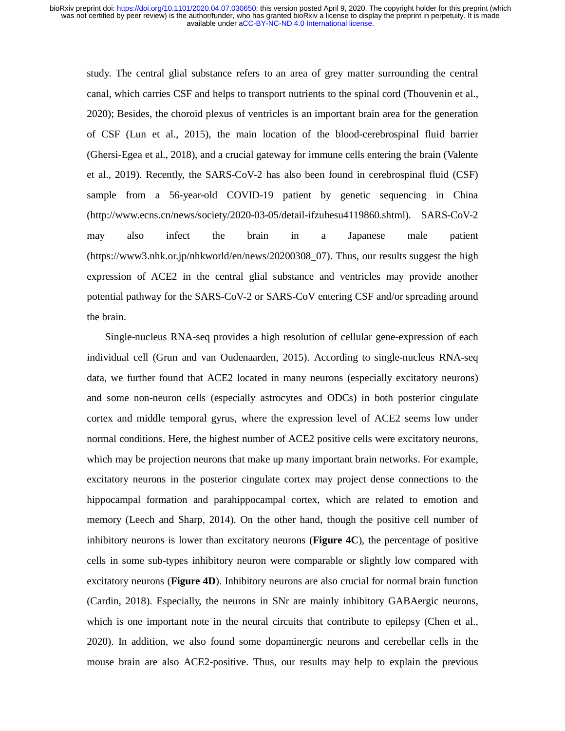study. The central glial substance refers to an area of grey matter surrounding the central canal, which carries CSF and helps to transport nutrients to the spinal cord (Thouvenin et al., 2020); Besides, the choroid plexus of ventricles is an important brain area for the generation of CSF (Lun et al., 2015), the main location of the blood-cerebrospinal fluid barrier (Ghersi-Egea et al., 2018), and a crucial gateway for immune cells entering the brain (Valente et al., 2019). Recently, the SARS-CoV-2 has also been found in cerebrospinal fluid (CSF) sample from a 56-year-old COVID-19 patient by genetic sequencing in China (http://www.ecns.cn/news/society/2020-03-05/detail-ifzuhesu4119860.shtml). SARS-CoV-2 may also infect the brain in a Japanese male patient (https://www3.nhk.or.jp/nhkworld/en/news/20200308_07). Thus, our results suggest the high expression of ACE2 in the central glial substance and ventricles may provide another potential pathway for the SARS-CoV-2 or SARS-CoV entering CSF and/or spreading around the brain.

Single-nucleus RNA-seq provides a high resolution of cellular gene-expression of each individual cell (Grun and van Oudenaarden, 2015). According to single-nucleus RNA-seq data, we further found that ACE2 located in many neurons (especially excitatory neurons) and some non-neuron cells (especially astrocytes and ODCs) in both posterior cingulate cortex and middle temporal gyrus, where the expression level of ACE2 seems low under normal conditions. Here, the highest number of ACE2 positive cells were excitatory neurons, which may be projection neurons that make up many important brain networks. For example, excitatory neurons in the posterior cingulate cortex may project dense connections to the hippocampal formation and parahippocampal cortex, which are related to emotion and memory (Leech and Sharp, 2014). On the other hand, though the positive cell number of inhibitory neurons is lower than excitatory neurons (**Figure 4C**), the percentage of positive cells in some sub-types inhibitory neuron were comparable or slightly low compared with excitatory neurons (**Figure 4D**). Inhibitory neurons are also crucial for normal brain function (Cardin, 2018). Especially, the neurons in SNr are mainly inhibitory GABAergic neurons, which is one important note in the neural circuits that contribute to epilepsy (Chen et al., 2020). In addition, we also found some dopaminergic neurons and cerebellar cells in the mouse brain are also ACE2-positive. Thus, our results may help to explain the previous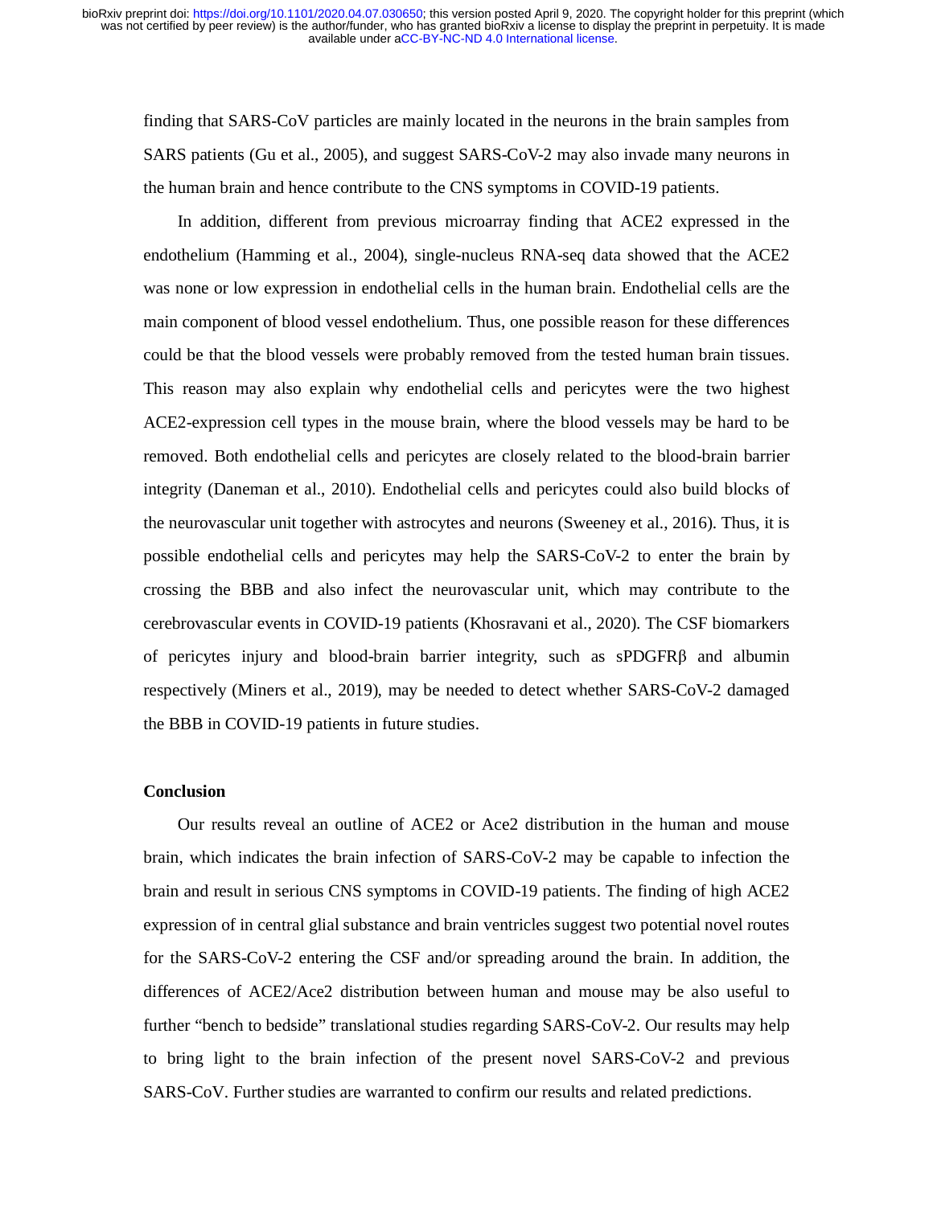finding that SARS-CoV particles are mainly located in the neurons in the brain samples from SARS patients (Gu et al., 2005), and suggest SARS-CoV-2 may also invade many neurons in the human brain and hence contribute to the CNS symptoms in COVID-19 patients.

In addition, different from previous microarray finding that ACE2 expressed in the endothelium (Hamming et al., 2004), single-nucleus RNA-seq data showed that the ACE2 was none or low expression in endothelial cells in the human brain. Endothelial cells are the main component of blood vessel endothelium. Thus, one possible reason for these differences could be that the blood vessels were probably removed from the tested human brain tissues. This reason may also explain why endothelial cells and pericytes were the two highest ACE2-expression cell types in the mouse brain, where the blood vessels may be hard to be removed. Both endothelial cells and pericytes are closely related to the blood-brain barrier integrity (Daneman et al., 2010). Endothelial cells and pericytes could also build blocks of the neurovascular unit together with astrocytes and neurons (Sweeney et al., 2016). Thus, it is possible endothelial cells and pericytes may help the SARS-CoV-2 to enter the brain by crossing the BBB and also infect the neurovascular unit, which may contribute to the cerebrovascular events in COVID-19 patients (Khosravani et al., 2020). The CSF biomarkers of pericytes injury and blood-brain barrier integrity, such as sPDGFRβ and albumin respectively (Miners et al., 2019), may be needed to detect whether SARS-CoV-2 damaged the BBB in COVID-19 patients in future studies.

## Conclusion

Our results reveal an outline of ACE2 or Ace2 distribution in the human and mouse brain, which indicates the brain infection of SARS-CoV-2 may be capable to infection the brain and result in serious CNS symptoms in COVID-19 patients. The finding of high ACE2 expression of in central glial substance and brain ventricles suggest two potential novel routes for the SARS-CoV-2 entering the CSF and/or spreading around the brain. In addition, the differences of ACE2/Ace2 distribution between human and mouse may be also useful to further "bench to bedside" translational studies regarding SARS-CoV-2. Our results may help to bring light to the brain infection of the present novel SARS-CoV-2 and previous SARS-CoV. Further studies are warranted to confirm our results and related predictions.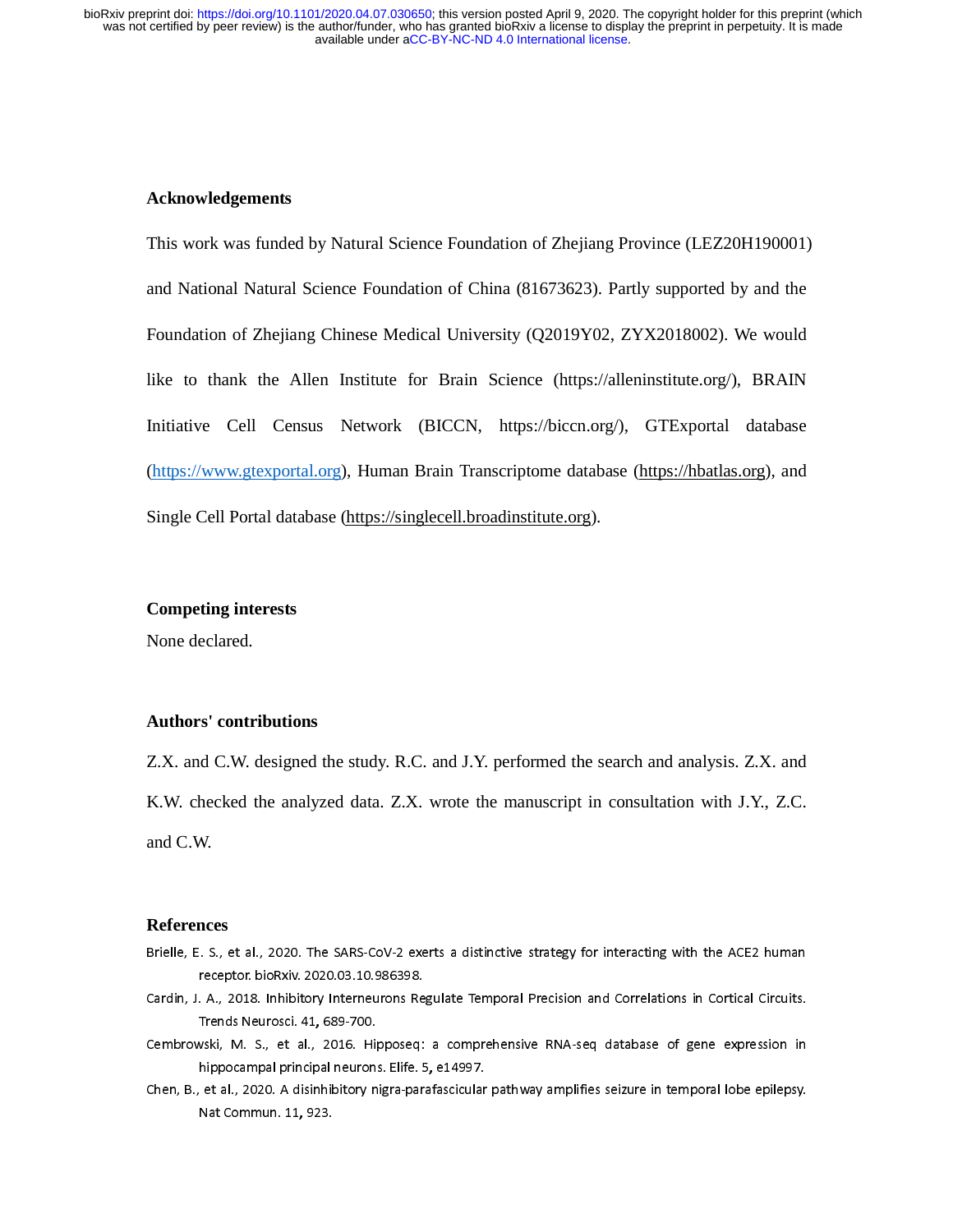## Acknowledgements

This work was funded by Natural Science Foundation of Zhejiang Province (LEZ20H190001) and National Natural Science Foundation of China (81673623). Partly supported by and the Foundation of Zhejiang Chinese Medical University (Q2019Y02, ZYX2018002). We would like to thank the Allen Institute for Brain Science (https://alleninstitute.org/), BRAIN Initiative Cell Census Network (BICCN, https://biccn.org/), GTExportal database (https://www.gtexportal.org), Human Brain Transcriptome database (https://hbatlas.org), and Single Cell Portal database (https://singlecell.broadinstitute.org).

## Competing interests

None declared.

## Authors' contributions

Z.X. and C.W. designed the study. R.C. and J.Y. performed the search and analysis. Z.X. and K.W. checked the analyzed data. Z.X. wrote the manuscript in consultation with J.Y., Z.C. and C.W.

## References

Brielle, E. S., et al., 2020. The SARS-CoV-2 exerts a distinctive strategy for interacting with the ACE2 human receptor. bioRxiv. 2020.03.10.986398.

Cardin, J. A., 2018. Inhibitory Interneurons Regulate Temporal Precision and Correlations in Cortical Circuits. Trends Neurosci. 41, 689-700.

Cembrowski, M. S., et al., 2016. Hipposeq: a comprehensive RNA-seq database of gene expression in hippocampal principal neurons. Elife. 5, e14997.

Chen, B., et al., 2020. A disinhibitory nigra-parafascicular pathway amplifies seizure in temporal lobe epilepsy. Nat Commun. 11, 923.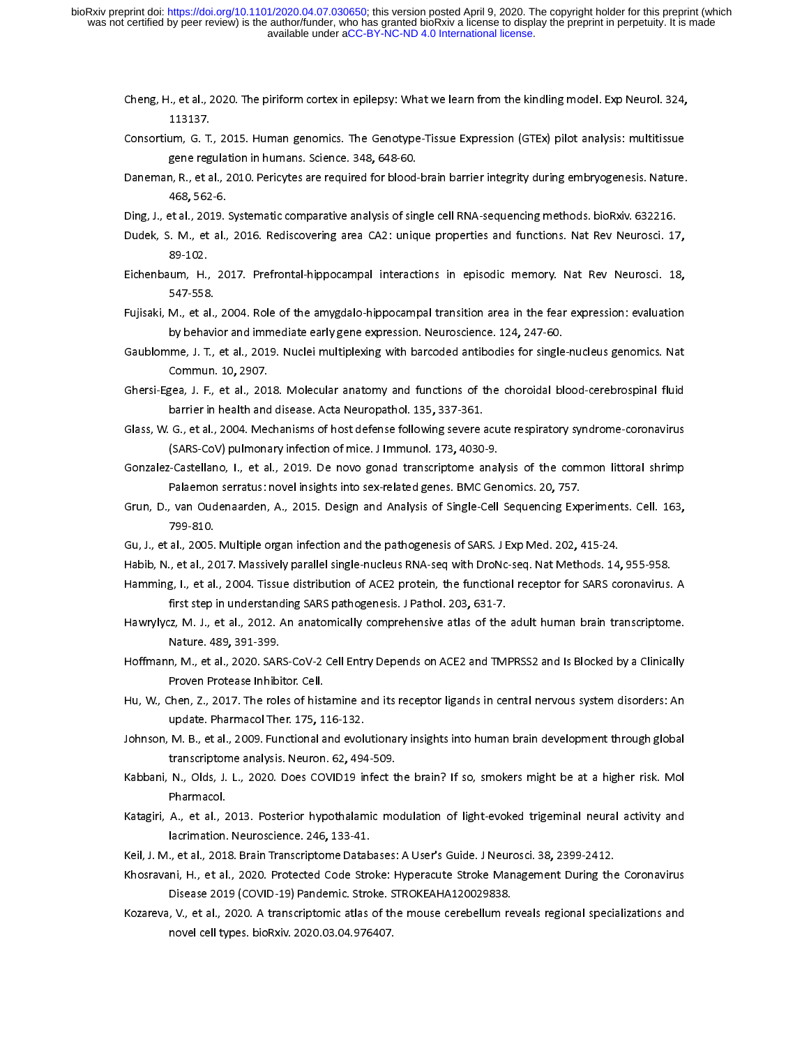Cheng, H., et al., 2020. The piriform cortex in epilepsy: What we learn from the kindling model. Exp Neurol. 324, 113137.

Consortium, G. T., 2015. Human genomics. The Genotype-Tissue Expression (GTEx) pilot analysis: multitissue gene regulation in humans. Science. 348, 648-60.

Daneman, R., et al., 2010. Pericytes are required for blood-brain barrier integrity during embryogenesis. Nature. 468, 562-6.

Ding, J., et al., 2019. Systematic comparative analysis of single cell RNA-sequencing methods. bioRxiv. 632216.

Dudek, S. M., et al., 2016. Rediscovering area CA2: unique properties and functions. Nat Rev Neurosci. 17, 89-102.

Eichenbaum, H., 2017. Prefrontal-hippocampal interactions in episodic memory. Nat Rev Neurosci. 18, 547-558.

Fujisaki, M., et al., 2004. Role of the amygdalo-hippocampal transition area in the fear expression: evaluation by behavior and immediate early gene expression. Neuroscience. 124, 247-60.

Gaublomme, J. T., et al., 2019. Nuclei multiplexing with barcoded antibodies for single-nucleus genomics. Nat Commun. 10, 2907.

Ghersi-Egea, J. F., et al., 2018. Molecular anatomy and functions of the choroidal blood-cerebrospinal fluid barrier in health and disease. Acta Neuropathol. 135, 337-361.

Glass, W. G., et al., 2004. Mechanisms of host defense following severe acute respiratory syndrome-coronavirus (SARS-CoV) pulmonary infection of mice. J Immunol. 173, 4030-9.

Gonzalez-Castellano, I., et al., 2019. De novo gonad transcriptome analysis of the common littoral shrimp Palaemon serratus: novel insights into sex-related genes. BMC Genomics. 20, 757.

Grun, D., van Oudenaarden, A., 2015. Design and Analysis of Single-Cell Sequencing Experiments. Cell. 163, 799-810.

Gu, J., et al., 2005. Multiple organ infection and the pathogenesis of SARS. J Exp Med. 202, 415-24.

Habib, N., et al., 2017. Massively parallel single-nucleus RNA-seq with DroNc-seq. Nat Methods. 14, 955-958.

Hamming, I., et al., 2004. Tissue distribution of ACE2 protein, the functional receptor for SARS coronavirus. A first step in understanding SARS pathogenesis. J Pathol. 203, 631-7.

Hawrylycz, M. J., et al., 2012. An anatomically comprehensive atlas of the adult human brain transcriptome. Nature. 489, 391-399.

Hoffmann, M., et al., 2020. SARS-CoV-2 Cell Entry Depends on ACE2 and TMPRSS2 and Is Blocked by a Clinically Proven Protease Inhibitor. Cell.

Hu, W., Chen, Z., 2017. The roles of histamine and its receptor ligands in central nervous system disorders: An update. Pharmacol Ther. 175, 116-132.

Johnson, M. B., et al., 2009. Functional and evolutionary insights into human brain development through global transcriptome analysis. Neuron. 62, 494-509.

Kabbani, N., Olds, J. L., 2020. Does COVID19 infect the brain? If so, smokers might be at a higher risk. Mol Pharmacol.

Katagiri, A., et al., 2013. Posterior hypothalamic modulation of light-evoked trigeminal neural activity and lacrimation. Neuroscience. 246, 133-41.

Keil, J. M., et al., 2018. Brain Transcriptome Databases: A User's Guide. J Neurosci. 38, 2399-2412.

Khosravani, H., et al., 2020. Protected Code Stroke: Hyperacute Stroke Management During the Coronavirus Disease 2019 (COVID-19) Pandemic. Stroke. STROKEAHA120029838.

Kozareva, V., et al., 2020. A transcriptomic atlas of the mouse cerebellum reveals regional specializations and novel cell types. bioRxiv. 2020.03.04.976407.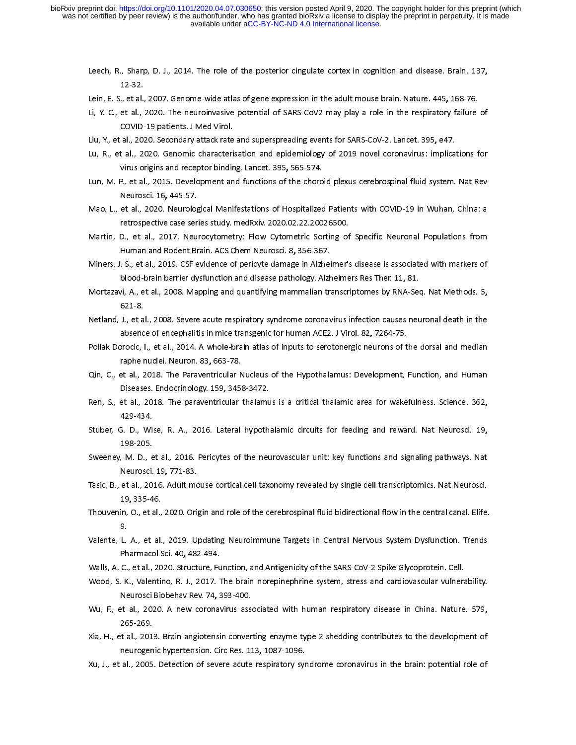Leech, R., Sharp, D. J., 2014. The role of the posterior cingulate cortex in cognition and disease. Brain. 137, 12-32.

Lein, E. S., et al., 2007. Genome-wide atlas of gene expression in the adult mouse brain. Nature. 445, 168-76.

Li, Y. C., et al., 2020. The neuroinvasive potential of SARS-CoV2 may play a role in the respiratory failure of COVID-19 patients. J Med Virol.

Liu, Y., et al., 2020. Secondary attack rate and superspreading events for SARS-CoV-2. Lancet. 395, e47.

Lu, R., et al., 2020. Genomic characterisation and epidemiology of 2019 novel coronavirus: implications for virus origins and receptor binding. Lancet. 395, 565-574.

Lun, M. P., et al., 2015. Development and functions of the choroid plexus-cerebrospinal fluid system. Nat Rev Neurosci. 16, 445-57.

Mao, L., et al., 2020. Neurological Manifestations of Hospitalized Patients with COVID-19 in Wuhan, China: a retrospective case series study. medRxiv. 2020.02.22.20026500.

Martin, D., et al., 2017. Neurocytometry: Flow Cytometric Sorting of Specific Neuronal Populations from Human and Rodent Brain. ACS Chem Neurosci. 8, 356-367.

Miners, J. S., et al., 2019. CSF evidence of pericyte damage in Alzheimer's disease is associated with markers of blood-brain barrier dysfunction and disease pathology. Alzheimers Res Ther. 11, 81.

Mortazavi, A., et al., 2008. Mapping and quantifying mammalian transcriptomes by RNA-Seq. Nat Methods. 5, 621-8.

Netland, J., et al., 2008. Severe acute respiratory syndrome coronavirus infection causes neuronal death in the absence of encephalitis in mice transgenic for human ACE2. J Virol. 82, 7264-75.

Pollak Dorocic, I., et al., 2014. A whole-brain atlas of inputs to serotonergic neurons of the dorsal and median raphe nuclei. Neuron. 83, 663-78.

Qin, C., et al., 2018. The Paraventricular Nucleus of the Hypothalamus: Development, Function, and Human Diseases. Endocrinology. 159, 3458-3472.

Ren, S., et al., 2018. The paraventricular thalamus is a critical thalamic area for wakefulness. Science. 362, 429-434.

Stuber, G. D., Wise, R. A., 2016. Lateral hypothalamic circuits for feeding and reward. Nat Neurosci. 19, 198-205.

Sweeney, M. D., et al., 2016. Pericytes of the neurovascular unit: key functions and signaling pathways. Nat Neurosci. 19, 771-83.

Tasic, B., et al., 2016. Adult mouse cortical cell taxonomy revealed by single cell transcriptomics. Nat Neurosci. 19, 335-46.

Thouvenin, O., et al., 2020. Origin and role of the cerebrospinal fluid bidirectional flow in the central canal. Elife. 9.

Valente, L. A., et al., 2019. Updating Neuroimmune Targets in Central Nervous System Dysfunction. Trends Pharmacol Sci. 40, 482-494.

Walls, A. C., et al., 2020. Structure, Function, and Antigenicity of the SARS-CoV-2 Spike Glycoprotein. Cell.

Wood, S. K., Valentino, R. J., 2017. The brain norepinephrine system, stress and cardiovascular vulnerability. Neurosci Biobehav Rev. 74, 393-400.

Wu, F., et al., 2020. A new coronavirus associated with human respiratory disease in China. Nature. 579, 265-269.

Xia, H., et al., 2013. Brain angiotensin-converting enzyme type 2 shedding contributes to the development of neurogenic hypertension. Circ Res. 113, 1087-1096.

Xu, J., et al., 2005. Detection of severe acute respiratory syndrome coronavirus in the brain: potential role of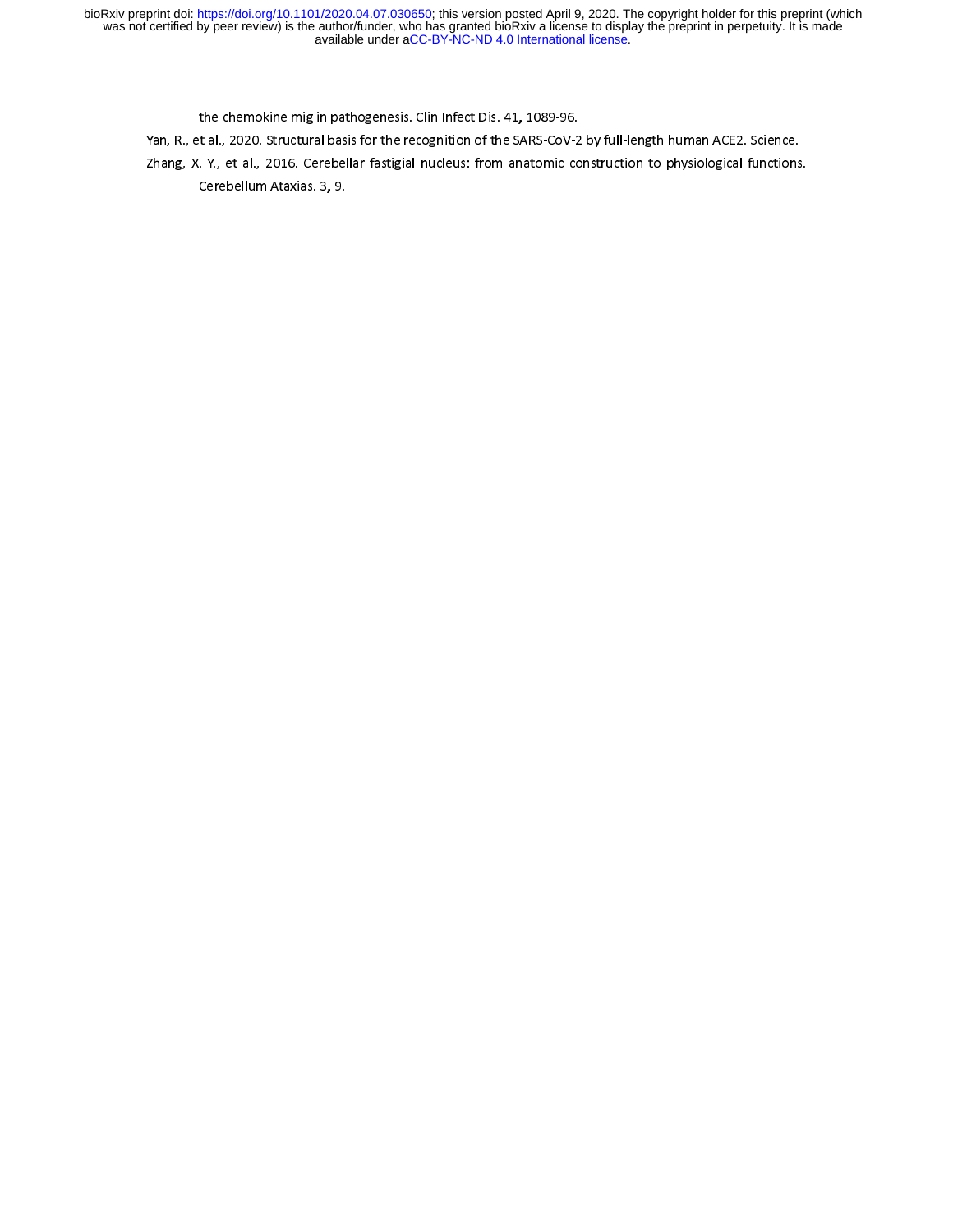the chemokine mig in pathogenesis. Clin Infect Dis. 41, 1089-96.

Yan, R., et al., 2020. Structural basis for the recognition of the SARS-CoV-2 by full-length human ACE2. Science.

Zhang, X. Y., et al., 2016. Cerebellar fastigial nucleus: from anatomic construction to physiological functions. Cerebellum Ataxias. 3, 9.